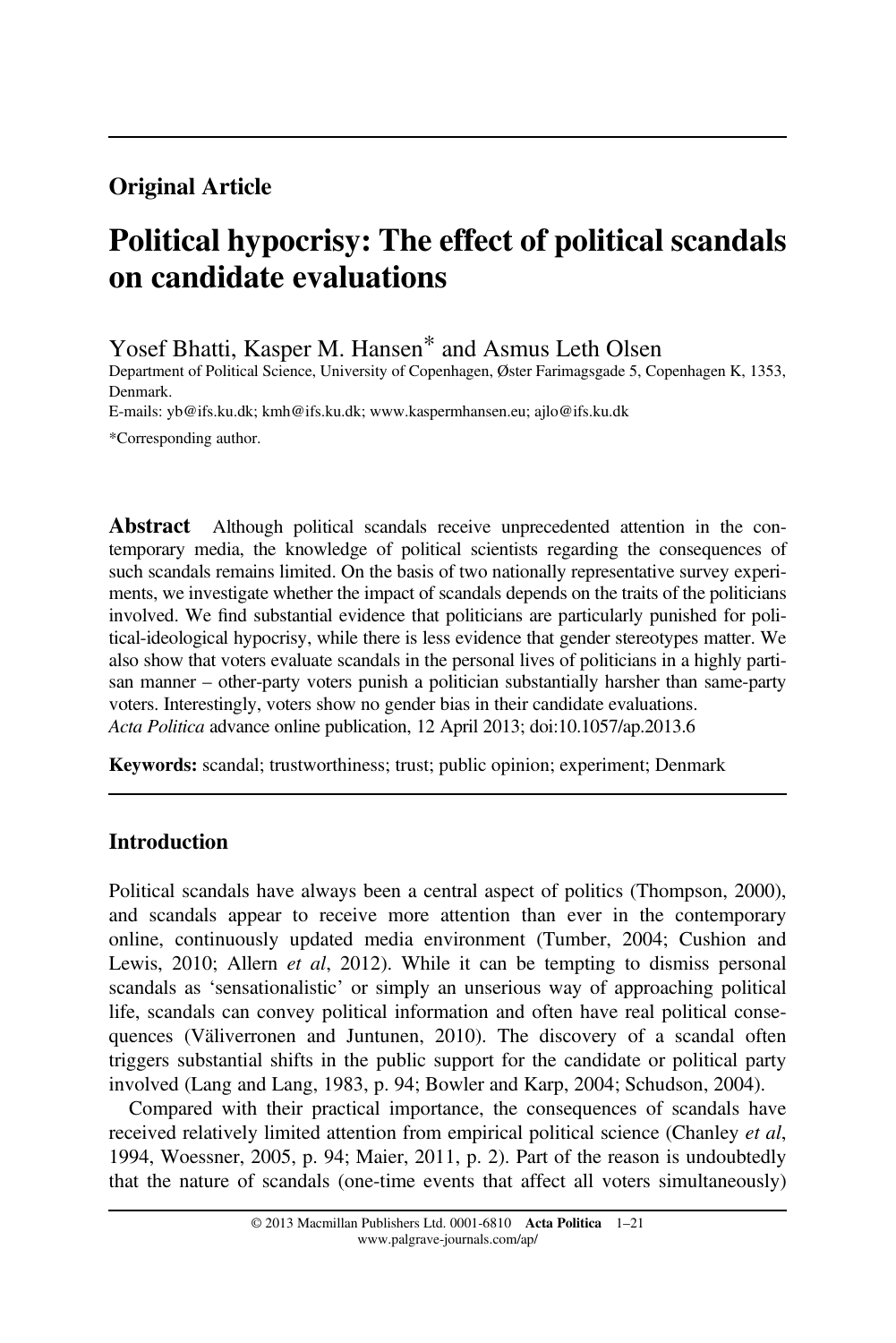## Original Article

# Political hypocrisy: The effect of political scandals on candidate evaluations

Yosef Bhatti, Kasper M. Hansen* and Asmus Leth Olsen

Department of Political Science, University of Copenhagen, Øster Farimagsgade 5, Copenhagen K, 1353, Denmark.

E-mails: yb@ifs.ku.dk; kmh@ifs.ku.dk; www.kaspermhansen.eu; ajlo@ifs.ku.dk

*Corresponding author.

**Abstract** Although political scandals receive unprecedented attention in the contemporary media, the knowledge of political scientists regarding the consequences of such scandals remains limited. On the basis of two nationally representative survey experiments, we investigate whether the impact of scandals depends on the traits of the politicians involved. We find substantial evidence that politicians are particularly punished for political-ideological hypocrisy, while there is less evidence that gender stereotypes matter. We also show that voters evaluate scandals in the personal lives of politicians in a highly partisan manner – other-party voters punish a politician substantially harsher than same-party voters. Interestingly, voters show no gender bias in their candidate evaluations.

*Acta Politica* advance online publication, 12 April 2013; doi:10.1057/ap.2013.6

**Keywords:** scandal; trustworthiness; trust; public opinion; experiment; Denmark

## Introduction

Political scandals have always been a central aspect of politics (Thompson, 2000), and scandals appear to receive more attention than ever in the contemporary online, continuously updated media environment (Tumber, 2004; Cushion and Lewis, 2010; Allern *et al*, 2012). While it can be tempting to dismiss personal scandals as 'sensationalistic' or simply an unserious way of approaching political life, scandals can convey political information and often have real political consequences (Väliverronen and Juntunen, 2010). The discovery of a scandal often triggers substantial shifts in the public support for the candidate or political party involved (Lang and Lang, 1983, p. 94; Bowler and Karp, 2004; Schudson, 2004).

Compared with their practical importance, the consequences of scandals have received relatively limited attention from empirical political science (Chanley *et al*, 1994, Woessner, 2005, p. 94; Maier, 2011, p. 2). Part of the reason is undoubtedly that the nature of scandals (one-time events that affect all voters simultaneously)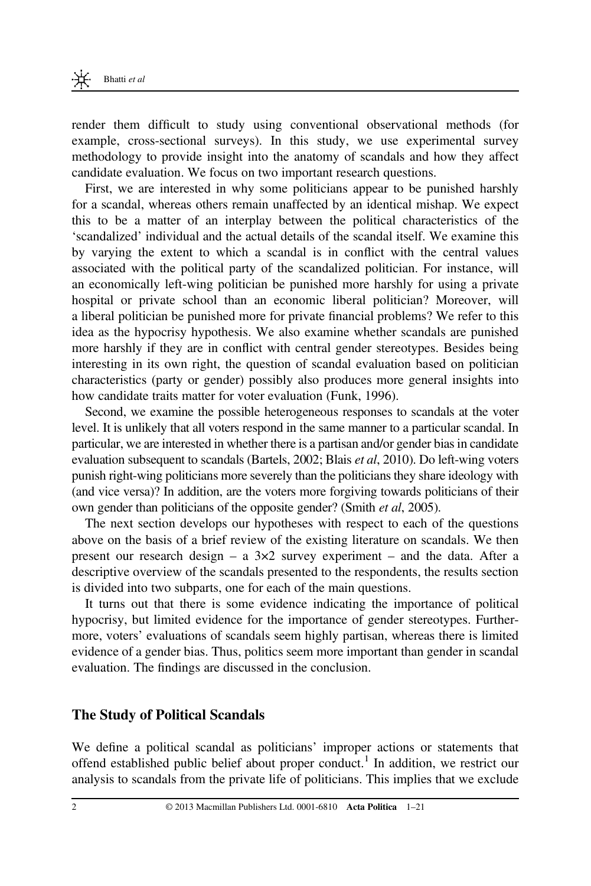render them difficult to study using conventional observational methods (for example, cross-sectional surveys). In this study, we use experimental survey methodology to provide insight into the anatomy of scandals and how they affect candidate evaluation. We focus on two important research questions.

First, we are interested in why some politicians appear to be punished harshly for a scandal, whereas others remain unaffected by an identical mishap. We expect this to be a matter of an interplay between the political characteristics of the 'scandalized' individual and the actual details of the scandal itself. We examine this by varying the extent to which a scandal is in conflict with the central values associated with the political party of the scandalized politician. For instance, will an economically left-wing politician be punished more harshly for using a private hospital or private school than an economic liberal politician? Moreover, will a liberal politician be punished more for private financial problems? We refer to this idea as the hypocrisy hypothesis. We also examine whether scandals are punished more harshly if they are in conflict with central gender stereotypes. Besides being interesting in its own right, the question of scandal evaluation based on politician characteristics (party or gender) possibly also produces more general insights into how candidate traits matter for voter evaluation (Funk, 1996).

Second, we examine the possible heterogeneous responses to scandals at the voter level. It is unlikely that all voters respond in the same manner to a particular scandal. In particular, we are interested in whether there is a partisan and/or gender bias in candidate evaluation subsequent to scandals (Bartels, 2002; Blais *et al*, 2010). Do left-wing voters punish right-wing politicians more severely than the politicians they share ideology with (and vice versa)? In addition, are the voters more forgiving towards politicians of their own gender than politicians of the opposite gender? (Smith *et al*, 2005).

The next section develops our hypotheses with respect to each of the questions above on the basis of a brief review of the existing literature on scandals. We then present our research design – a 3×2 survey experiment – and the data. After a descriptive overview of the scandals presented to the respondents, the results section is divided into two subparts, one for each of the main questions.

It turns out that there is some evidence indicating the importance of political hypocrisy, but limited evidence for the importance of gender stereotypes. Furthermore, voters' evaluations of scandals seem highly partisan, whereas there is limited evidence of a gender bias. Thus, politics seem more important than gender in scandal evaluation. The findings are discussed in the conclusion.

## The Study of Political Scandals

We define a political scandal as politicians' improper actions or statements that offend established public belief about proper conduct.[1] In addition, we restrict our analysis to scandals from the private life of politicians. This implies that we exclude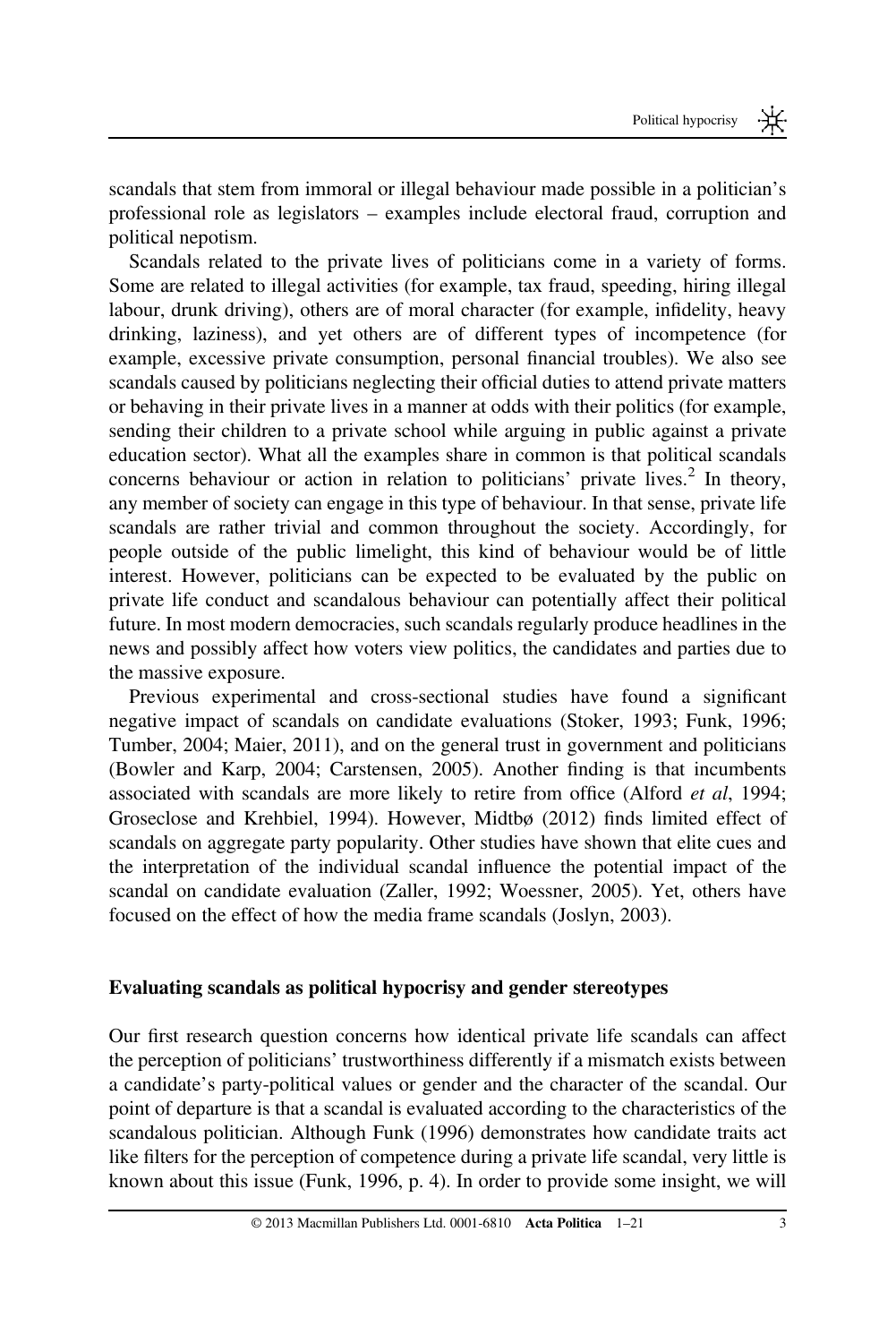scandals that stem from immoral or illegal behaviour made possible in a politician's professional role as legislators – examples include electoral fraud, corruption and political nepotism.

Scandals related to the private lives of politicians come in a variety of forms. Some are related to illegal activities (for example, tax fraud, speeding, hiring illegal labour, drunk driving), others are of moral character (for example, infidelity, heavy drinking, laziness), and yet others are of different types of incompetence (for example, excessive private consumption, personal financial troubles). We also see scandals caused by politicians neglecting their official duties to attend private matters or behaving in their private lives in a manner at odds with their politics (for example, sending their children to a private school while arguing in public against a private education sector). What all the examples share in common is that political scandals concerns behaviour or action in relation to politicians' private lives.[2] In theory, any member of society can engage in this type of behaviour. In that sense, private life scandals are rather trivial and common throughout the society. Accordingly, for people outside of the public limelight, this kind of behaviour would be of little interest. However, politicians can be expected to be evaluated by the public on private life conduct and scandalous behaviour can potentially affect their political future. In most modern democracies, such scandals regularly produce headlines in the news and possibly affect how voters view politics, the candidates and parties due to the massive exposure.

Previous experimental and cross-sectional studies have found a significant negative impact of scandals on candidate evaluations (Stoker, 1993; Funk, 1996; Tumber, 2004; Maier, 2011), and on the general trust in government and politicians (Bowler and Karp, 2004; Carstensen, 2005). Another finding is that incumbents associated with scandals are more likely to retire from office (Alford *et al*, 1994; Groseclose and Krehbiel, 1994). However, Midtbø (2012) finds limited effect of scandals on aggregate party popularity. Other studies have shown that elite cues and the interpretation of the individual scandal influence the potential impact of the scandal on candidate evaluation (Zaller, 1992; Woessner, 2005). Yet, others have focused on the effect of how the media frame scandals (Joslyn, 2003).

## Evaluating scandals as political hypocrisy and gender stereotypes

Our first research question concerns how identical private life scandals can affect the perception of politicians' trustworthiness differently if a mismatch exists between a candidate's party-political values or gender and the character of the scandal. Our point of departure is that a scandal is evaluated according to the characteristics of the scandalous politician. Although Funk (1996) demonstrates how candidate traits act like filters for the perception of competence during a private life scandal, very little is known about this issue (Funk, 1996, p. 4). In order to provide some insight, we will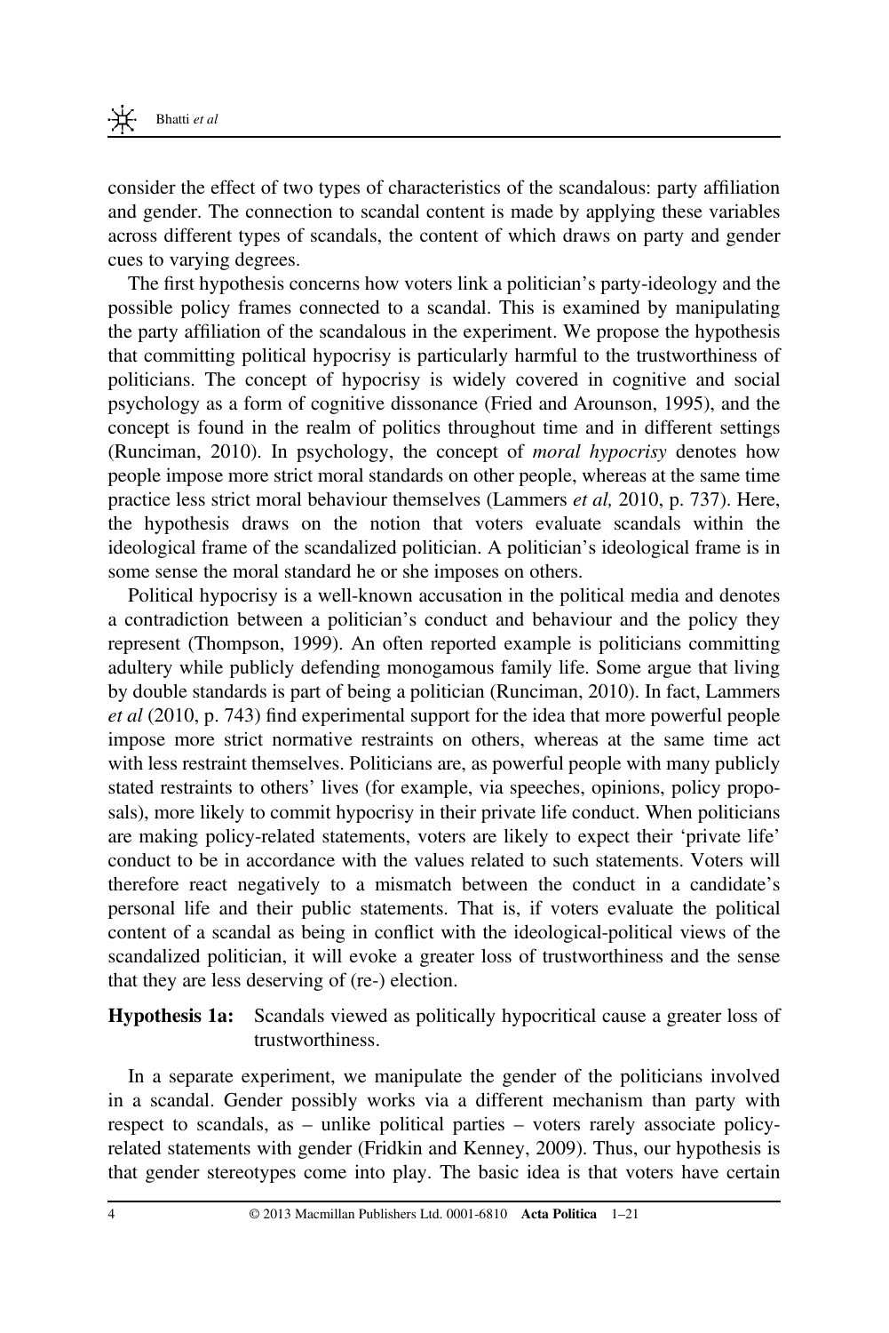consider the effect of two types of characteristics of the scandalous: party affiliation and gender. The connection to scandal content is made by applying these variables across different types of scandals, the content of which draws on party and gender cues to varying degrees.

The first hypothesis concerns how voters link a politician's party-ideology and the possible policy frames connected to a scandal. This is examined by manipulating the party affiliation of the scandalous in the experiment. We propose the hypothesis that committing political hypocrisy is particularly harmful to the trustworthiness of politicians. The concept of hypocrisy is widely covered in cognitive and social psychology as a form of cognitive dissonance (Fried and Arounson, 1995), and the concept is found in the realm of politics throughout time and in different settings (Runciman, 2010). In psychology, the concept of *moral hypocrisy* denotes how people impose more strict moral standards on other people, whereas at the same time practice less strict moral behaviour themselves (Lammers *et al,* 2010, p. 737). Here, the hypothesis draws on the notion that voters evaluate scandals within the ideological frame of the scandalized politician. A politician's ideological frame is in some sense the moral standard he or she imposes on others.

Political hypocrisy is a well-known accusation in the political media and denotes a contradiction between a politician's conduct and behaviour and the policy they represent (Thompson, 1999). An often reported example is politicians committing adultery while publicly defending monogamous family life. Some argue that living by double standards is part of being a politician (Runciman, 2010). In fact, Lammers *et al* (2010, p. 743) find experimental support for the idea that more powerful people impose more strict normative restraints on others, whereas at the same time act with less restraint themselves. Politicians are, as powerful people with many publicly stated restraints to others' lives (for example, via speeches, opinions, policy proposals), more likely to commit hypocrisy in their private life conduct. When politicians are making policy-related statements, voters are likely to expect their 'private life' conduct to be in accordance with the values related to such statements. Voters will therefore react negatively to a mismatch between the conduct in a candidate's personal life and their public statements. That is, if voters evaluate the political content of a scandal as being in conflict with the ideological-political views of the scandalized politician, it will evoke a greater loss of trustworthiness and the sense that they are less deserving of (re-) election.

**Hypothesis 1a:** Scandals viewed as politically hypocritical cause a greater loss of trustworthiness.

In a separate experiment, we manipulate the gender of the politicians involved in a scandal. Gender possibly works via a different mechanism than party with respect to scandals, as – unlike political parties – voters rarely associate policy-related statements with gender (Fridkin and Kenney, 2009). Thus, our hypothesis is that gender stereotypes come into play. The basic idea is that voters have certain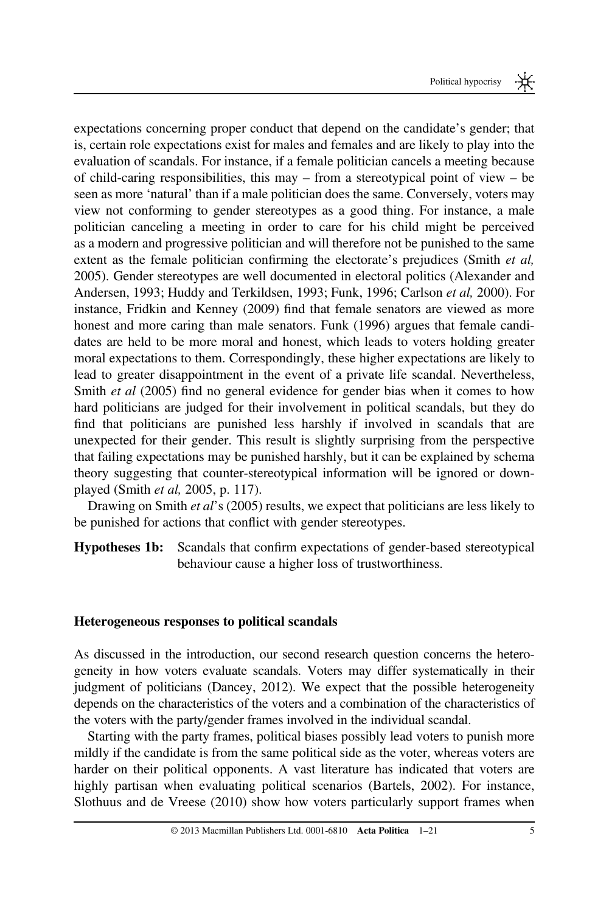expectations concerning proper conduct that depend on the candidate's gender; that is, certain role expectations exist for males and females and are likely to play into the evaluation of scandals. For instance, if a female politician cancels a meeting because of child-caring responsibilities, this may – from a stereotypical point of view – be seen as more 'natural' than if a male politician does the same. Conversely, voters may view not conforming to gender stereotypes as a good thing. For instance, a male politician canceling a meeting in order to care for his child might be perceived as a modern and progressive politician and will therefore not be punished to the same extent as the female politician confirming the electorate's prejudices (Smith *et al,* 2005). Gender stereotypes are well documented in electoral politics (Alexander and Andersen, 1993; Huddy and Terkildsen, 1993; Funk, 1996; Carlson *et al,* 2000). For instance, Fridkin and Kenney (2009) find that female senators are viewed as more honest and more caring than male senators. Funk (1996) argues that female candidates are held to be more moral and honest, which leads to voters holding greater moral expectations to them. Correspondingly, these higher expectations are likely to lead to greater disappointment in the event of a private life scandal. Nevertheless, Smith *et al* (2005) find no general evidence for gender bias when it comes to how hard politicians are judged for their involvement in political scandals, but they do find that politicians are punished less harshly if involved in scandals that are unexpected for their gender. This result is slightly surprising from the perspective that failing expectations may be punished harshly, but it can be explained by schema theory suggesting that counter-stereotypical information will be ignored or downplayed (Smith *et al,* 2005, p. 117).

Drawing on Smith *et al*'s (2005) results, we expect that politicians are less likely to be punished for actions that conflict with gender stereotypes.

**Hypotheses 1b:** Scandals that confirm expectations of gender-based stereotypical behaviour cause a higher loss of trustworthiness.

### Heterogeneous responses to political scandals

As discussed in the introduction, our second research question concerns the heterogeneity in how voters evaluate scandals. Voters may differ systematically in their judgment of politicians (Dancey, 2012). We expect that the possible heterogeneity depends on the characteristics of the voters and a combination of the characteristics of the voters with the party/gender frames involved in the individual scandal.

Starting with the party frames, political biases possibly lead voters to punish more mildly if the candidate is from the same political side as the voter, whereas voters are harder on their political opponents. A vast literature has indicated that voters are highly partisan when evaluating political scenarios (Bartels, 2002). For instance, Slothuus and de Vreese (2010) show how voters particularly support frames when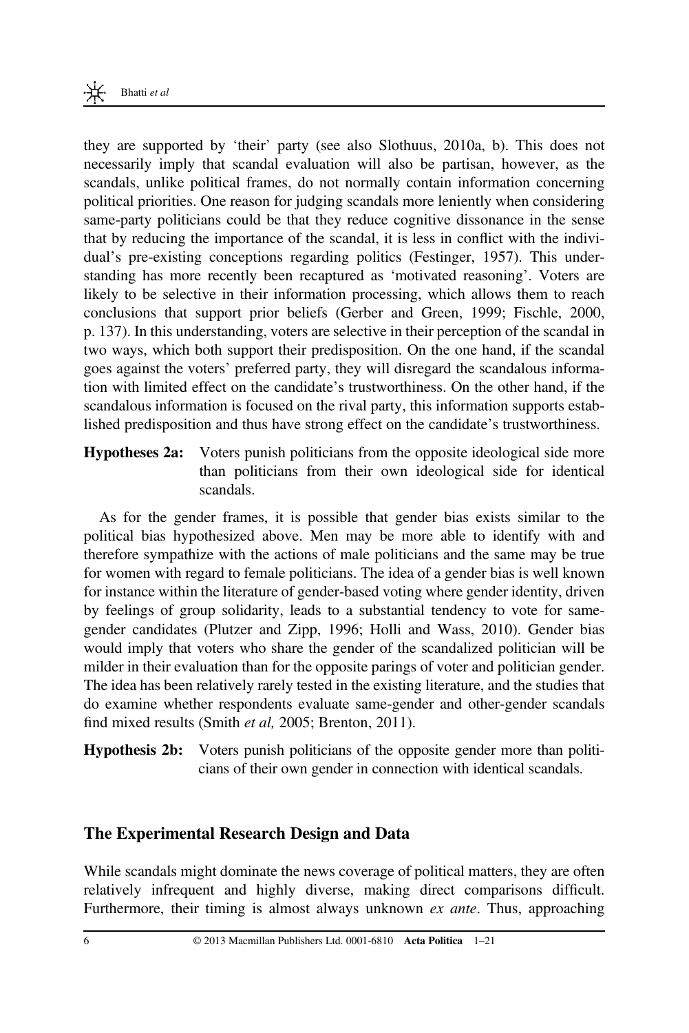they are supported by 'their' party (see also Slothuus, 2010a, b). This does not necessarily imply that scandal evaluation will also be partisan, however, as the scandals, unlike political frames, do not normally contain information concerning political priorities. One reason for judging scandals more leniently when considering same-party politicians could be that they reduce cognitive dissonance in the sense that by reducing the importance of the scandal, it is less in conflict with the individual's pre-existing conceptions regarding politics (Festinger, 1957). This understanding has more recently been recaptured as 'motivated reasoning'. Voters are likely to be selective in their information processing, which allows them to reach conclusions that support prior beliefs (Gerber and Green, 1999; Fischle, 2000, p. 137). In this understanding, voters are selective in their perception of the scandal in two ways, which both support their predisposition. On the one hand, if the scandal goes against the voters' preferred party, they will disregard the scandalous information with limited effect on the candidate's trustworthiness. On the other hand, if the scandalous information is focused on the rival party, this information supports established predisposition and thus have strong effect on the candidate's trustworthiness.

**Hypotheses 2a:** Voters punish politicians from the opposite ideological side more than politicians from their own ideological side for identical scandals.

As for the gender frames, it is possible that gender bias exists similar to the political bias hypothesized above. Men may be more able to identify with and therefore sympathize with the actions of male politicians and the same may be true for women with regard to female politicians. The idea of a gender bias is well known for instance within the literature of gender-based voting where gender identity, driven by feelings of group solidarity, leads to a substantial tendency to vote for same-gender candidates (Plutzer and Zipp, 1996; Holli and Wass, 2010). Gender bias would imply that voters who share the gender of the scandalized politician will be milder in their evaluation than for the opposite parings of voter and politician gender. The idea has been relatively rarely tested in the existing literature, and the studies that do examine whether respondents evaluate same-gender and other-gender scandals find mixed results (Smith *et al,* 2005; Brenton, 2011).

**Hypothesis 2b:** Voters punish politicians of the opposite gender more than politicians of their own gender in connection with identical scandals.

## The Experimental Research Design and Data

While scandals might dominate the news coverage of political matters, they are often relatively infrequent and highly diverse, making direct comparisons difficult. Furthermore, their timing is almost always unknown *ex ante*. Thus, approaching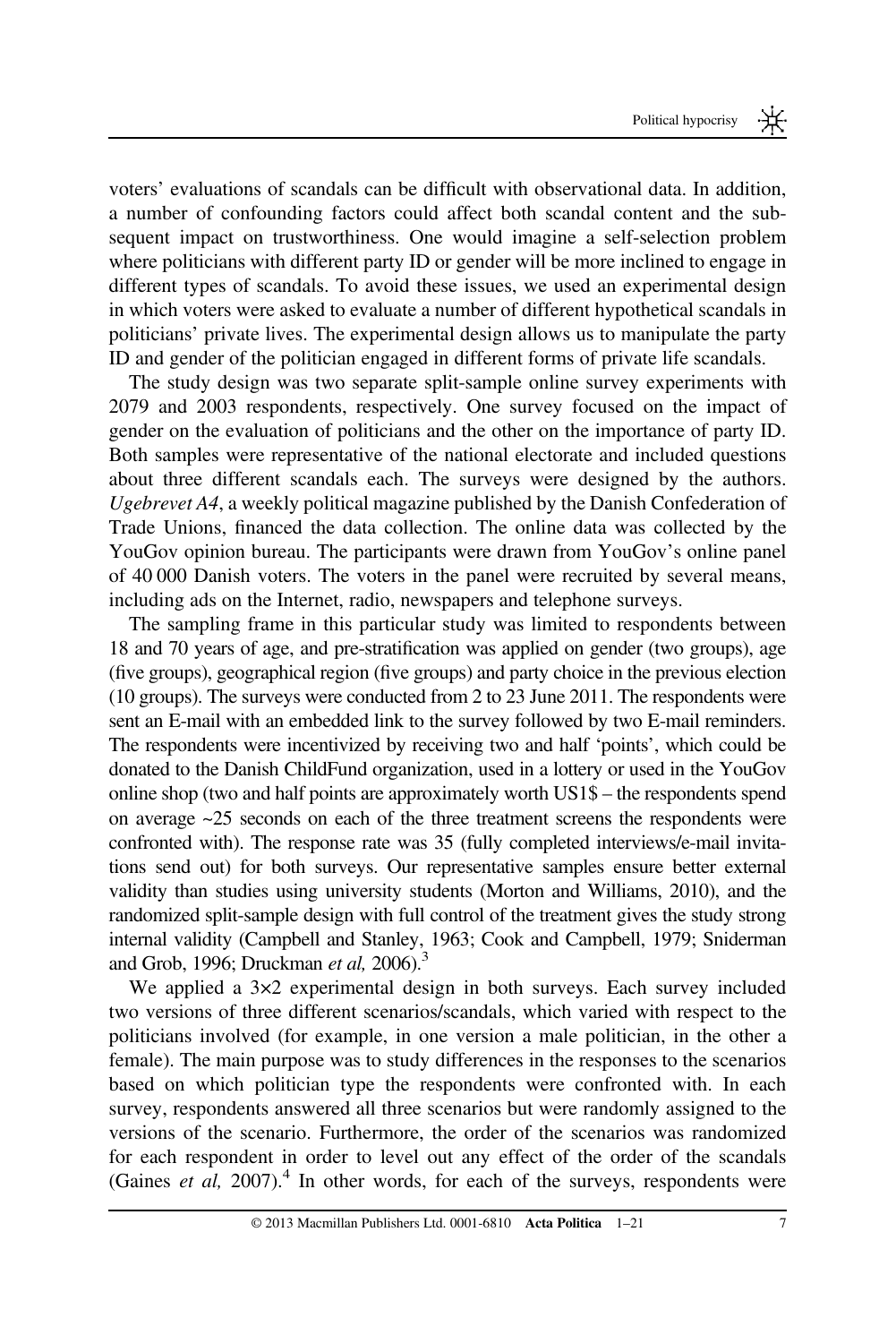voters' evaluations of scandals can be difficult with observational data. In addition, a number of confounding factors could affect both scandal content and the subsequent impact on trustworthiness. One would imagine a self-selection problem where politicians with different party ID or gender will be more inclined to engage in different types of scandals. To avoid these issues, we used an experimental design in which voters were asked to evaluate a number of different hypothetical scandals in politicians' private lives. The experimental design allows us to manipulate the party ID and gender of the politician engaged in different forms of private life scandals.

The study design was two separate split-sample online survey experiments with 2079 and 2003 respondents, respectively. One survey focused on the impact of gender on the evaluation of politicians and the other on the importance of party ID. Both samples were representative of the national electorate and included questions about three different scandals each. The surveys were designed by the authors. *Ugebrevet A4*, a weekly political magazine published by the Danish Confederation of Trade Unions, financed the data collection. The online data was collected by the YouGov opinion bureau. The participants were drawn from YouGov's online panel of 40 000 Danish voters. The voters in the panel were recruited by several means, including ads on the Internet, radio, newspapers and telephone surveys.

The sampling frame in this particular study was limited to respondents between 18 and 70 years of age, and pre-stratification was applied on gender (two groups), age (five groups), geographical region (five groups) and party choice in the previous election (10 groups). The surveys were conducted from 2 to 23 June 2011. The respondents were sent an E-mail with an embedded link to the survey followed by two E-mail reminders. The respondents were incentivized by receiving two and half 'points', which could be donated to the Danish ChildFund organization, used in a lottery or used in the YouGov online shop (two and half points are approximately worth US1$ – the respondents spend on average ~25 seconds on each of the three treatment screens the respondents were confronted with). The response rate was 35 (fully completed interviews/e-mail invitations send out) for both surveys. Our representative samples ensure better external validity than studies using university students (Morton and Williams, 2010), and the randomized split-sample design with full control of the treatment gives the study strong internal validity (Campbell and Stanley, 1963; Cook and Campbell, 1979; Sniderman and Grob, 1996; Druckman *et al,* 2006).[3]

We applied a 3×2 experimental design in both surveys. Each survey included two versions of three different scenarios/scandals, which varied with respect to the politicians involved (for example, in one version a male politician, in the other a female). The main purpose was to study differences in the responses to the scenarios based on which politician type the respondents were confronted with. In each survey, respondents answered all three scenarios but were randomly assigned to the versions of the scenario. Furthermore, the order of the scenarios was randomized for each respondent in order to level out any effect of the order of the scandals (Gaines *et al,* 2007).[4] In other words, for each of the surveys, respondents were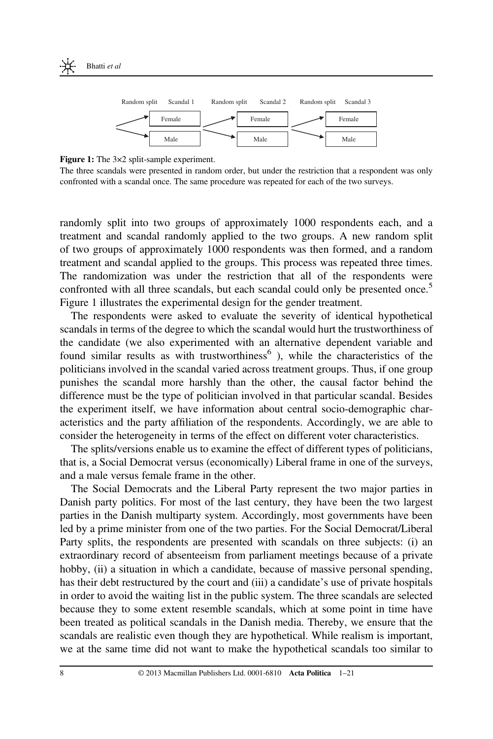| Random split | Scandal 1 | Random split | Scandal 2 | Random split | Scandal 3 |
| --- | --- | --- | --- | --- | --- |
| → | Female | → | Female | → | Female |
| → | Male | → | Male | → | Male |

**Figure 1:** The 3×2 split-sample experiment.

The three scandals were presented in random order, but under the restriction that a respondent was only confronted with a scandal once. The same procedure was repeated for each of the two surveys.

randomly split into two groups of approximately 1000 respondents each, and a treatment and scandal randomly applied to the two groups. A new random split of two groups of approximately 1000 respondents was then formed, and a random treatment and scandal applied to the groups. This process was repeated three times. The randomization was under the restriction that all of the respondents were confronted with all three scandals, but each scandal could only be presented once.[5] Figure 1 illustrates the experimental design for the gender treatment.

The respondents were asked to evaluate the severity of identical hypothetical scandals in terms of the degree to which the scandal would hurt the trustworthiness of the candidate (we also experimented with an alternative dependent variable and found similar results as with trustworthiness[6] ), while the characteristics of the politicians involved in the scandal varied across treatment groups. Thus, if one group punishes the scandal more harshly than the other, the causal factor behind the difference must be the type of politician involved in that particular scandal. Besides the experiment itself, we have information about central socio-demographic characteristics and the party affiliation of the respondents. Accordingly, we are able to consider the heterogeneity in terms of the effect on different voter characteristics.

The splits/versions enable us to examine the effect of different types of politicians, that is, a Social Democrat versus (economically) Liberal frame in one of the surveys, and a male versus female frame in the other.

The Social Democrats and the Liberal Party represent the two major parties in Danish party politics. For most of the last century, they have been the two largest parties in the Danish multiparty system. Accordingly, most governments have been led by a prime minister from one of the two parties. For the Social Democrat/Liberal Party splits, the respondents are presented with scandals on three subjects: (i) an extraordinary record of absenteeism from parliament meetings because of a private hobby, (ii) a situation in which a candidate, because of massive personal spending, has their debt restructured by the court and (iii) a candidate's use of private hospitals in order to avoid the waiting list in the public system. The three scandals are selected because they to some extent resemble scandals, which at some point in time have been treated as political scandals in the Danish media. Thereby, we ensure that the scandals are realistic even though they are hypothetical. While realism is important, we at the same time did not want to make the hypothetical scandals too similar to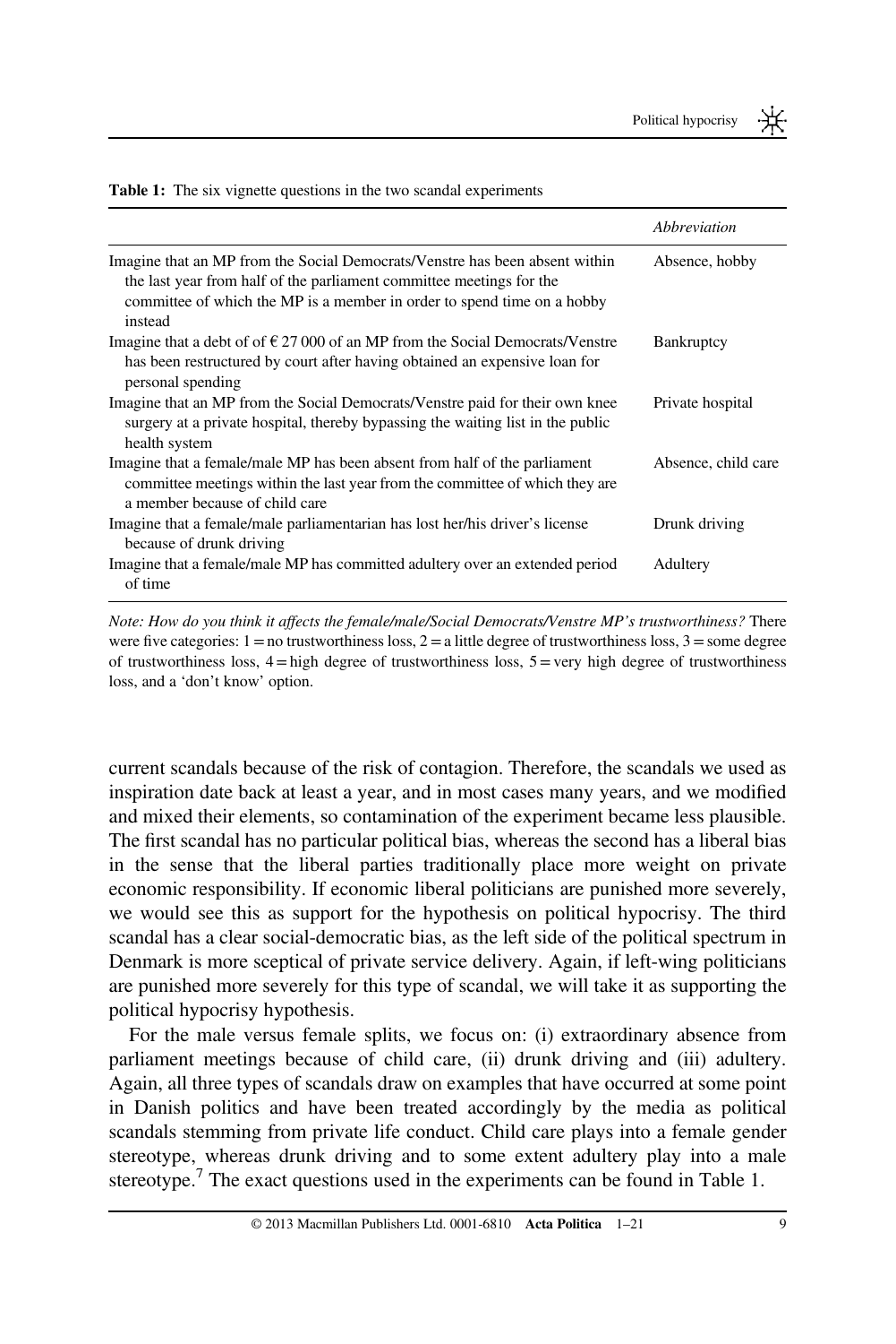**Table 1:** The six vignette questions in the two scandal experiments

| | *Abbreviation* |
|---|---|
| Imagine that an MP from the Social Democrats/Venstre has been absent within the last year from half of the parliament committee meetings for the committee of which the MP is a member in order to spend time on a hobby instead | Absence, hobby |
| Imagine that a debt of of € 27 000 of an MP from the Social Democrats/Venstre has been restructured by court after having obtained an expensive loan for personal spending | Bankruptcy |
| Imagine that an MP from the Social Democrats/Venstre paid for their own knee surgery at a private hospital, thereby bypassing the waiting list in the public health system | Private hospital |
| Imagine that a female/male MP has been absent from half of the parliament committee meetings within the last year from the committee of which they are a member because of child care | Absence, child care |
| Imagine that a female/male parliamentarian has lost her/his driver's license because of drunk driving | Drunk driving |
| Imagine that a female/male MP has committed adultery over an extended period of time | Adultery |

*Note: How do you think it affects the female/male/Social Democrats/Venstre MP's trustworthiness?* There were five categories: 1 = no trustworthiness loss, 2 = a little degree of trustworthiness loss, 3 = some degree of trustworthiness loss, 4 = high degree of trustworthiness loss, 5 = very high degree of trustworthiness loss, and a 'don't know' option.

current scandals because of the risk of contagion. Therefore, the scandals we used as inspiration date back at least a year, and in most cases many years, and we modified and mixed their elements, so contamination of the experiment became less plausible. The first scandal has no particular political bias, whereas the second has a liberal bias in the sense that the liberal parties traditionally place more weight on private economic responsibility. If economic liberal politicians are punished more severely, we would see this as support for the hypothesis on political hypocrisy. The third scandal has a clear social-democratic bias, as the left side of the political spectrum in Denmark is more sceptical of private service delivery. Again, if left-wing politicians are punished more severely for this type of scandal, we will take it as supporting the political hypocrisy hypothesis.

For the male versus female splits, we focus on: (i) extraordinary absence from parliament meetings because of child care, (ii) drunk driving and (iii) adultery. Again, all three types of scandals draw on examples that have occurred at some point in Danish politics and have been treated accordingly by the media as political scandals stemming from private life conduct. Child care plays into a female gender stereotype, whereas drunk driving and to some extent adultery play into a male stereotype.[7] The exact questions used in the experiments can be found in Table 1.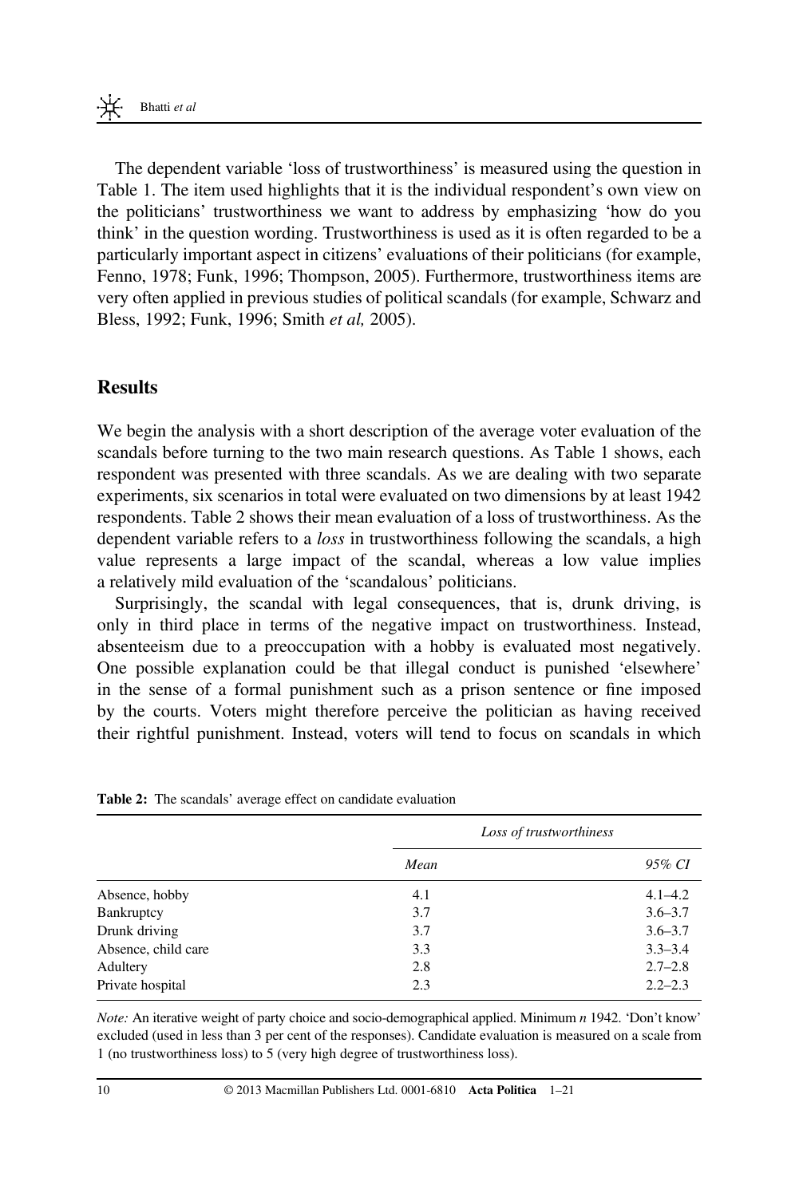The dependent variable 'loss of trustworthiness' is measured using the question in Table 1. The item used highlights that it is the individual respondent's own view on the politicians' trustworthiness we want to address by emphasizing 'how do you think' in the question wording. Trustworthiness is used as it is often regarded to be a particularly important aspect in citizens' evaluations of their politicians (for example, Fenno, 1978; Funk, 1996; Thompson, 2005). Furthermore, trustworthiness items are very often applied in previous studies of political scandals (for example, Schwarz and Bless, 1992; Funk, 1996; Smith *et al,* 2005).

## Results

We begin the analysis with a short description of the average voter evaluation of the scandals before turning to the two main research questions. As Table 1 shows, each respondent was presented with three scandals. As we are dealing with two separate experiments, six scenarios in total were evaluated on two dimensions by at least 1942 respondents. Table 2 shows their mean evaluation of a loss of trustworthiness. As the dependent variable refers to a *loss* in trustworthiness following the scandals, a high value represents a large impact of the scandal, whereas a low value implies a relatively mild evaluation of the 'scandalous' politicians.

Surprisingly, the scandal with legal consequences, that is, drunk driving, is only in third place in terms of the negative impact on trustworthiness. Instead, absenteeism due to a preoccupation with a hobby is evaluated most negatively. One possible explanation could be that illegal conduct is punished 'elsewhere' in the sense of a formal punishment such as a prison sentence or fine imposed by the courts. Voters might therefore perceive the politician as having received their rightful punishment. Instead, voters will tend to focus on scandals in which

**Table 2:** The scandals' average effect on candidate evaluation

| | *Loss of trustworthiness* | |
|---|---|---|
| | *Mean* | *95% CI* |
| Absence, hobby | 4.1 | 4.1–4.2 |
| Bankruptcy | 3.7 | 3.6–3.7 |
| Drunk driving | 3.7 | 3.6–3.7 |
| Absence, child care | 3.3 | 3.3–3.4 |
| Adultery | 2.8 | 2.7–2.8 |
| Private hospital | 2.3 | 2.2–2.3 |

*Note:* An iterative weight of party choice and socio-demographical applied. Minimum *n* 1942. 'Don't know' excluded (used in less than 3 per cent of the responses). Candidate evaluation is measured on a scale from 1 (no trustworthiness loss) to 5 (very high degree of trustworthiness loss).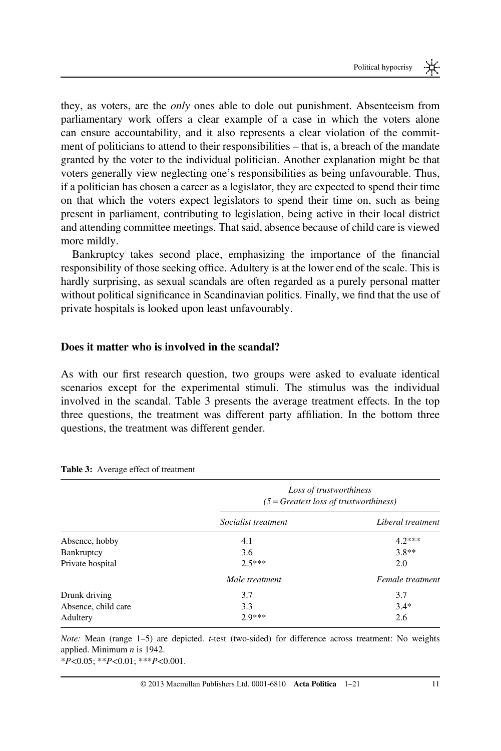they, as voters, are the *only* ones able to dole out punishment. Absenteeism from parliamentary work offers a clear example of a case in which the voters alone can ensure accountability, and it also represents a clear violation of the commitment of politicians to attend to their responsibilities – that is, a breach of the mandate granted by the voter to the individual politician. Another explanation might be that voters generally view neglecting one's responsibilities as being unfavourable. Thus, if a politician has chosen a career as a legislator, they are expected to spend their time on that which the voters expect legislators to spend their time on, such as being present in parliament, contributing to legislation, being active in their local district and attending committee meetings. That said, absence because of child care is viewed more mildly.

Bankruptcy takes second place, emphasizing the importance of the financial responsibility of those seeking office. Adultery is at the lower end of the scale. This is hardly surprising, as sexual scandals are often regarded as a purely personal matter without political significance in Scandinavian politics. Finally, we find that the use of private hospitals is looked upon least unfavourably.

## Does it matter who is involved in the scandal?

As with our first research question, two groups were asked to evaluate identical scenarios except for the experimental stimuli. The stimulus was the individual involved in the scandal. Table 3 presents the average treatment effects. In the top three questions, the treatment was different party affiliation. In the bottom three questions, the treatment was different gender.

**Table 3:** Average effect of treatment

| | *Loss of trustworthiness (5 = Greatest loss of trustworthiness)* | |
|---|---|---|
| | *Socialist treatment* | *Liberal treatment* |
| Absence, hobby | 4.1 | 4.2*** |
| Bankruptcy | 3.6 | 3.8** |
| Private hospital | 2.5*** | 2.0 |
| | *Male treatment* | *Female treatment* |
| Drunk driving | 3.7 | 3.7 |
| Absence, child care | 3.3 | 3.4* |
| Adultery | 2.9*** | 2.6 |

*Note:* Mean (range 1–5) are depicted. *t*-test (two-sided) for difference across treatment: No weights applied. Minimum *n* is 1942.
*$P$<0.05; **$P$<0.01; ***$P$<0.001.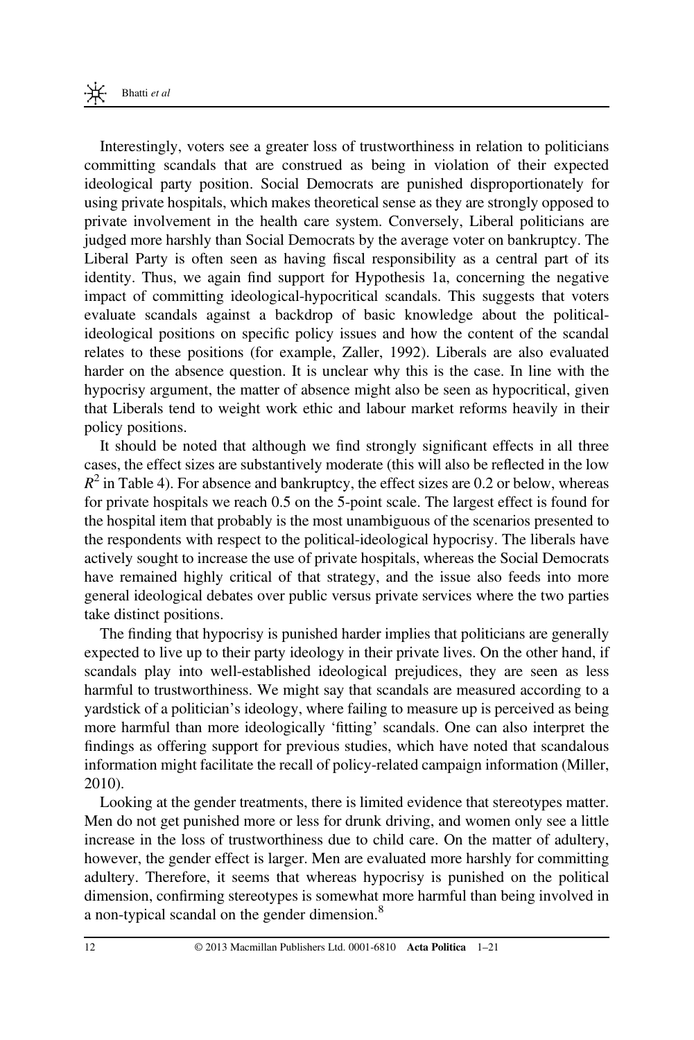Interestingly, voters see a greater loss of trustworthiness in relation to politicians committing scandals that are construed as being in violation of their expected ideological party position. Social Democrats are punished disproportionately for using private hospitals, which makes theoretical sense as they are strongly opposed to private involvement in the health care system. Conversely, Liberal politicians are judged more harshly than Social Democrats by the average voter on bankruptcy. The Liberal Party is often seen as having fiscal responsibility as a central part of its identity. Thus, we again find support for Hypothesis 1a, concerning the negative impact of committing ideological-hypocritical scandals. This suggests that voters evaluate scandals against a backdrop of basic knowledge about the political-ideological positions on specific policy issues and how the content of the scandal relates to these positions (for example, Zaller, 1992). Liberals are also evaluated harder on the absence question. It is unclear why this is the case. In line with the hypocrisy argument, the matter of absence might also be seen as hypocritical, given that Liberals tend to weight work ethic and labour market reforms heavily in their policy positions.

It should be noted that although we find strongly significant effects in all three cases, the effect sizes are substantively moderate (this will also be reflected in the low $R^2$ in Table 4). For absence and bankruptcy, the effect sizes are 0.2 or below, whereas for private hospitals we reach 0.5 on the 5-point scale. The largest effect is found for the hospital item that probably is the most unambiguous of the scenarios presented to the respondents with respect to the political-ideological hypocrisy. The liberals have actively sought to increase the use of private hospitals, whereas the Social Democrats have remained highly critical of that strategy, and the issue also feeds into more general ideological debates over public versus private services where the two parties take distinct positions.

The finding that hypocrisy is punished harder implies that politicians are generally expected to live up to their party ideology in their private lives. On the other hand, if scandals play into well-established ideological prejudices, they are seen as less harmful to trustworthiness. We might say that scandals are measured according to a yardstick of a politician's ideology, where failing to measure up is perceived as being more harmful than more ideologically 'fitting' scandals. One can also interpret the findings as offering support for previous studies, which have noted that scandalous information might facilitate the recall of policy-related campaign information (Miller, 2010).

Looking at the gender treatments, there is limited evidence that stereotypes matter. Men do not get punished more or less for drunk driving, and women only see a little increase in the loss of trustworthiness due to child care. On the matter of adultery, however, the gender effect is larger. Men are evaluated more harshly for committing adultery. Therefore, it seems that whereas hypocrisy is punished on the political dimension, confirming stereotypes is somewhat more harmful than being involved in a non-typical scandal on the gender dimension.[8]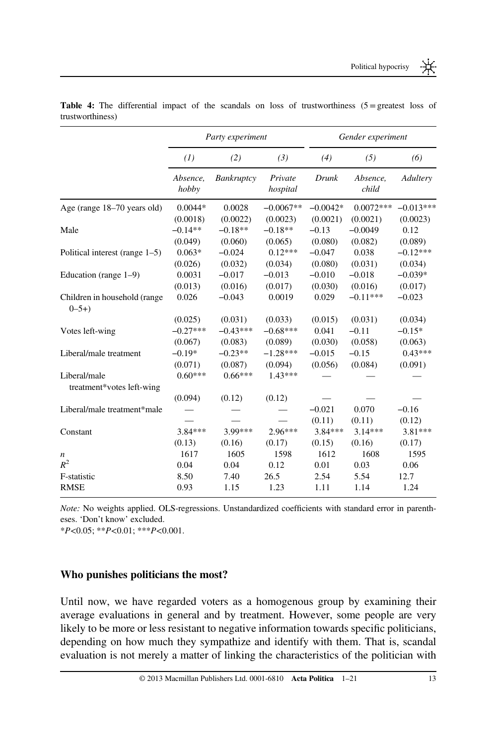**Table 4:** The differential impact of the scandals on loss of trustworthiness (5 = greatest loss of trustworthiness)

| | *Party experiment* | | | *Gender experiment* | | |
|---|---|---|---|---|---|---|
| | *(1)* | *(2)* | *(3)* | *(4)* | *(5)* | *(6)* |
| | *Absence, hobby* | *Bankruptcy* | *Private hospital* | *Drunk* | *Absence, child* | *Adultery* |
| Age (range 18–70 years old) | 0.0044* | 0.0028 | −0.0067** | −0.0042* | 0.0072*** | −0.013*** |
| | (0.0018) | (0.0022) | (0.0023) | (0.0021) | (0.0021) | (0.0023) |
| Male | −0.14** | −0.18** | −0.18** | −0.13 | −0.0049 | 0.12 |
| | (0.049) | (0.060) | (0.065) | (0.080) | (0.082) | (0.089) |
| Political interest (range 1–5) | 0.063* | −0.024 | 0.12*** | −0.047 | 0.038 | −0.12*** |
| | (0.026) | (0.032) | (0.034) | (0.080) | (0.031) | (0.034) |
| Education (range 1–9) | 0.0031 | −0.017 | −0.013 | −0.010 | −0.018 | −0.039* |
| | (0.013) | (0.016) | (0.017) | (0.030) | (0.016) | (0.017) |
| Children in household (range 0–5+) | 0.026 | −0.043 | 0.0019 | 0.029 | −0.11*** | −0.023 |
| | (0.025) | (0.031) | (0.033) | (0.015) | (0.031) | (0.034) |
| Votes left-wing | −0.27*** | −0.43*** | −0.68*** | 0.041 | −0.11 | −0.15* |
| | (0.067) | (0.083) | (0.089) | (0.030) | (0.058) | (0.063) |
| Liberal/male treatment | −0.19* | −0.23** | −1.28*** | −0.015 | −0.15 | 0.43*** |
| | (0.071) | (0.087) | (0.094) | (0.056) | (0.084) | (0.091) |
| Liberal/male treatment*votes left-wing | 0.60*** | 0.66*** | 1.43*** | — | — | — |
| | (0.094) | (0.12) | (0.12) | — | — | — |
| Liberal/male treatment*male | — | — | — | −0.021 | 0.070 | −0.16 |
| | — | — | — | (0.11) | (0.11) | (0.12) |
| Constant | 3.84*** | 3.99*** | 2.96*** | 3.84*** | 3.14*** | 3.81*** |
| | (0.13) | (0.16) | (0.17) | (0.15) | (0.16) | (0.17) |
| *n* | 1617 | 1605 | 1598 | 1612 | 1608 | 1595 |
| $R^2$ | 0.04 | 0.04 | 0.12 | 0.01 | 0.03 | 0.06 |
| F-statistic | 8.50 | 7.40 | 26.5 | 2.54 | 5.54 | 12.7 |
| RMSE | 0.93 | 1.15 | 1.23 | 1.11 | 1.14 | 1.24 |

*Note:* No weights applied. OLS-regressions. Unstandardized coefficients with standard error in parentheses. 'Don't know' excluded.

*$P$<0.05; **$P$<0.01; ***$P$<0.001.

## Who punishes politicians the most?

Until now, we have regarded voters as a homogenous group by examining their average evaluations in general and by treatment. However, some people are very likely to be more or less resistant to negative information towards specific politicians, depending on how much they sympathize and identify with them. That is, scandal evaluation is not merely a matter of linking the characteristics of the politician with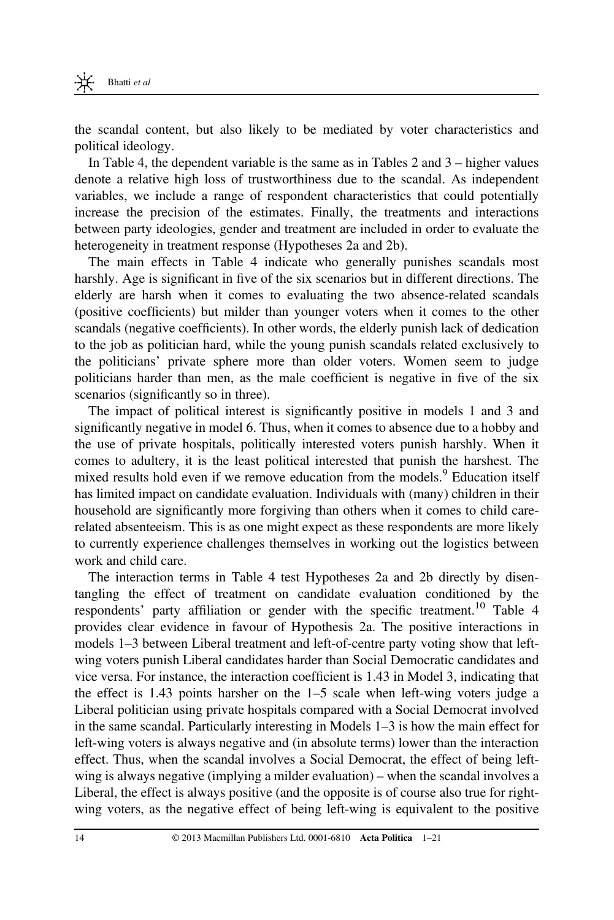the scandal content, but also likely to be mediated by voter characteristics and political ideology.

In Table 4, the dependent variable is the same as in Tables 2 and 3 – higher values denote a relative high loss of trustworthiness due to the scandal. As independent variables, we include a range of respondent characteristics that could potentially increase the precision of the estimates. Finally, the treatments and interactions between party ideologies, gender and treatment are included in order to evaluate the heterogeneity in treatment response (Hypotheses 2a and 2b).

The main effects in Table 4 indicate who generally punishes scandals most harshly. Age is significant in five of the six scenarios but in different directions. The elderly are harsh when it comes to evaluating the two absence-related scandals (positive coefficients) but milder than younger voters when it comes to the other scandals (negative coefficients). In other words, the elderly punish lack of dedication to the job as politician hard, while the young punish scandals related exclusively to the politicians' private sphere more than older voters. Women seem to judge politicians harder than men, as the male coefficient is negative in five of the six scenarios (significantly so in three).

The impact of political interest is significantly positive in models 1 and 3 and significantly negative in model 6. Thus, when it comes to absence due to a hobby and the use of private hospitals, politically interested voters punish harshly. When it comes to adultery, it is the least political interested that punish the harshest. The mixed results hold even if we remove education from the models.[9] Education itself has limited impact on candidate evaluation. Individuals with (many) children in their household are significantly more forgiving than others when it comes to child care-related absenteeism. This is as one might expect as these respondents are more likely to currently experience challenges themselves in working out the logistics between work and child care.

The interaction terms in Table 4 test Hypotheses 2a and 2b directly by disentangling the effect of treatment on candidate evaluation conditioned by the respondents' party affiliation or gender with the specific treatment.[10] Table 4 provides clear evidence in favour of Hypothesis 2a. The positive interactions in models 1–3 between Liberal treatment and left-of-centre party voting show that left-wing voters punish Liberal candidates harder than Social Democratic candidates and vice versa. For instance, the interaction coefficient is 1.43 in Model 3, indicating that the effect is 1.43 points harsher on the 1–5 scale when left-wing voters judge a Liberal politician using private hospitals compared with a Social Democrat involved in the same scandal. Particularly interesting in Models 1–3 is how the main effect for left-wing voters is always negative and (in absolute terms) lower than the interaction effect. Thus, when the scandal involves a Social Democrat, the effect of being left-wing is always negative (implying a milder evaluation) – when the scandal involves a Liberal, the effect is always positive (and the opposite is of course also true for right-wing voters, as the negative effect of being left-wing is equivalent to the positive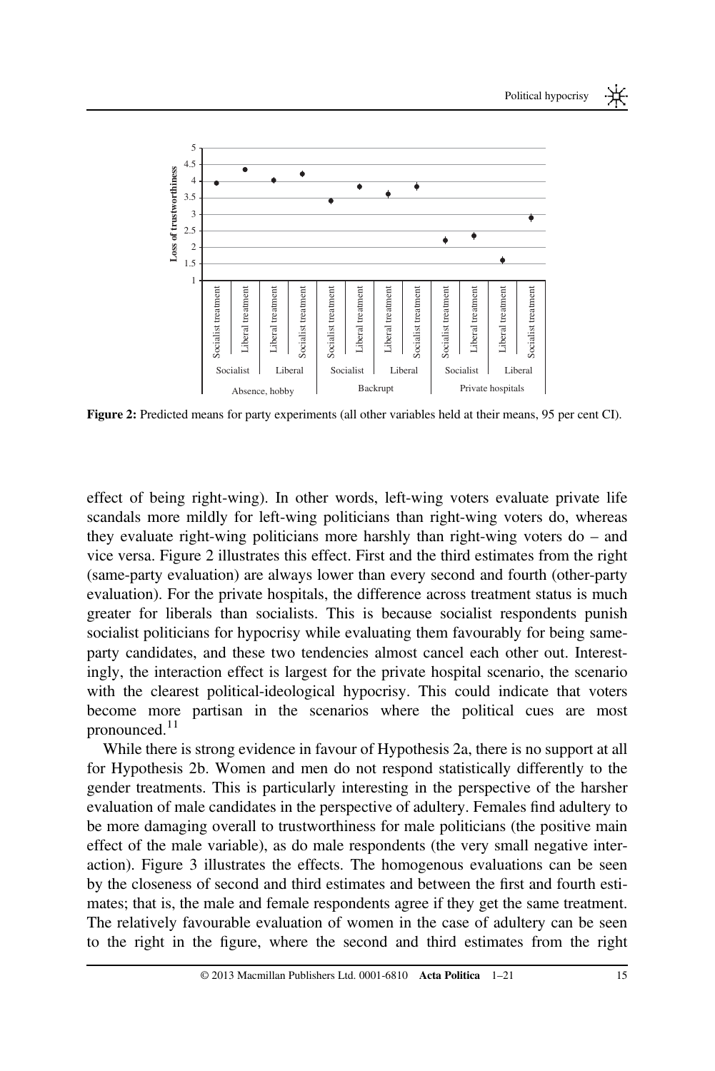**Figure 2:** Predicted means for party experiments (all other variables held at their means, 95 per cent CI).

effect of being right-wing). In other words, left-wing voters evaluate private life scandals more mildly for left-wing politicians than right-wing voters do, whereas they evaluate right-wing politicians more harshly than right-wing voters do – and vice versa. Figure 2 illustrates this effect. First and the third estimates from the right (same-party evaluation) are always lower than every second and fourth (other-party evaluation). For the private hospitals, the difference across treatment status is much greater for liberals than socialists. This is because socialist respondents punish socialist politicians for hypocrisy while evaluating them favourably for being same-party candidates, and these two tendencies almost cancel each other out. Interestingly, the interaction effect is largest for the private hospital scenario, the scenario with the clearest political-ideological hypocrisy. This could indicate that voters become more partisan in the scenarios where the political cues are most pronounced.[11]

While there is strong evidence in favour of Hypothesis 2a, there is no support at all for Hypothesis 2b. Women and men do not respond statistically differently to the gender treatments. This is particularly interesting in the perspective of the harsher evaluation of male candidates in the perspective of adultery. Females find adultery to be more damaging overall to trustworthiness for male politicians (the positive main effect of the male variable), as do male respondents (the very small negative interaction). Figure 3 illustrates the effects. The homogenous evaluations can be seen by the closeness of second and third estimates and between the first and fourth estimates; that is, the male and female respondents agree if they get the same treatment. The relatively favourable evaluation of women in the case of adultery can be seen to the right in the figure, where the second and third estimates from the right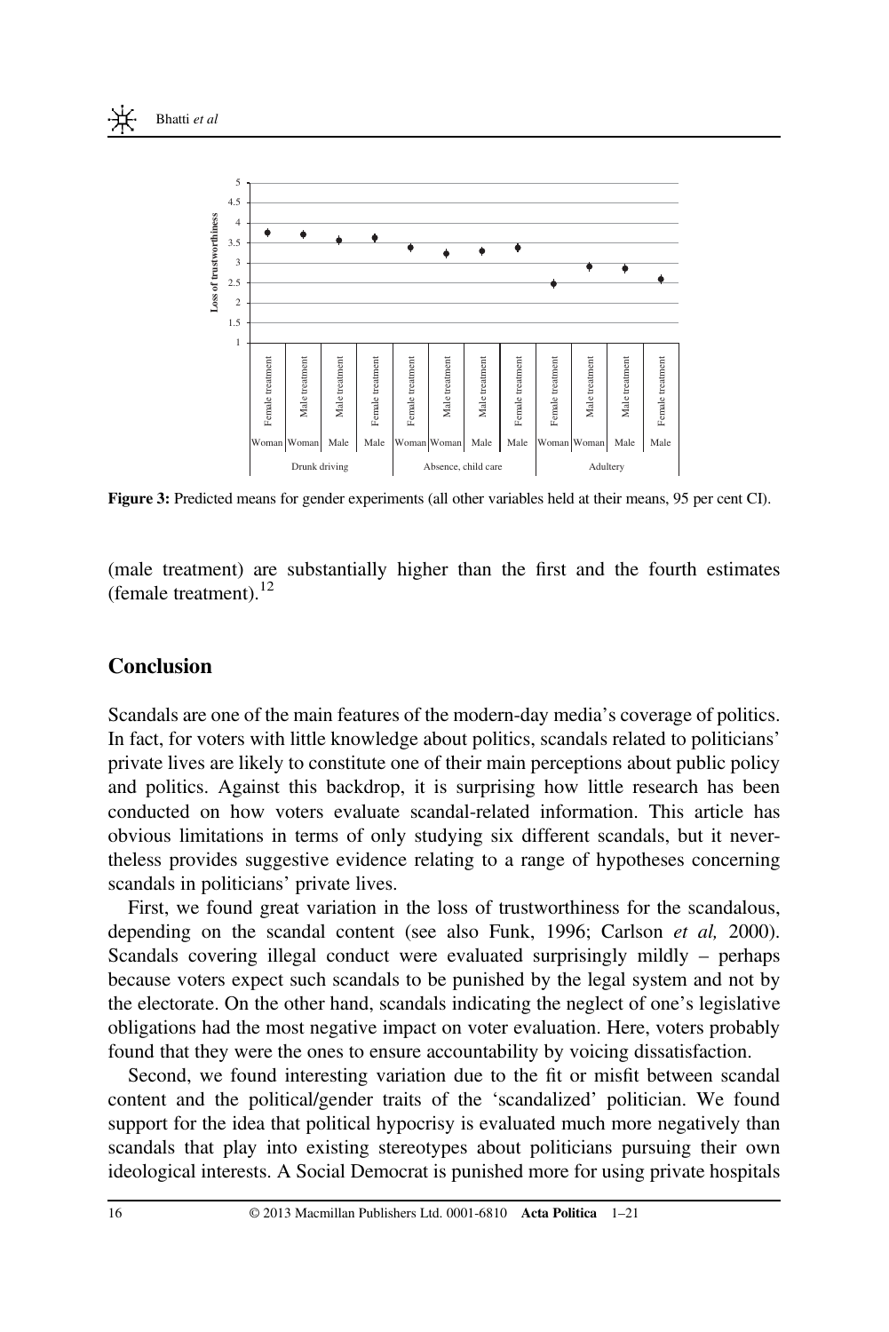Figure 3: Predicted means for gender experiments (all other variables held at their means, 95 per cent CI).

(male treatment) are substantially higher than the first and the fourth estimates (female treatment).[12]

## Conclusion

Scandals are one of the main features of the modern-day media's coverage of politics. In fact, for voters with little knowledge about politics, scandals related to politicians' private lives are likely to constitute one of their main perceptions about public policy and politics. Against this backdrop, it is surprising how little research has been conducted on how voters evaluate scandal-related information. This article has obvious limitations in terms of only studying six different scandals, but it nevertheless provides suggestive evidence relating to a range of hypotheses concerning scandals in politicians' private lives.

First, we found great variation in the loss of trustworthiness for the scandalous, depending on the scandal content (see also Funk, 1996; Carlson *et al,* 2000). Scandals covering illegal conduct were evaluated surprisingly mildly – perhaps because voters expect such scandals to be punished by the legal system and not by the electorate. On the other hand, scandals indicating the neglect of one's legislative obligations had the most negative impact on voter evaluation. Here, voters probably found that they were the ones to ensure accountability by voicing dissatisfaction.

Second, we found interesting variation due to the fit or misfit between scandal content and the political/gender traits of the 'scandalized' politician. We found support for the idea that political hypocrisy is evaluated much more negatively than scandals that play into existing stereotypes about politicians pursuing their own ideological interests. A Social Democrat is punished more for using private hospitals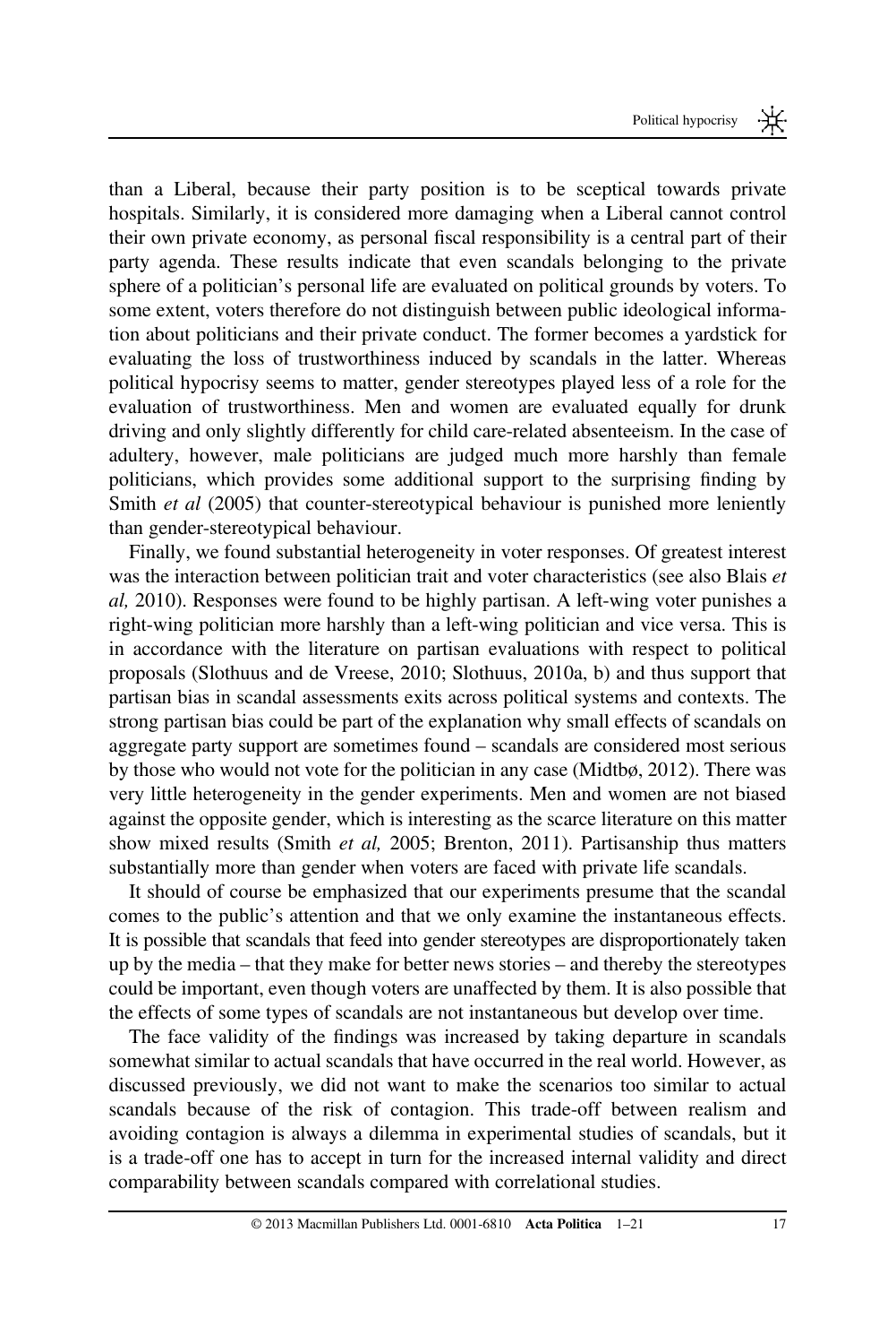than a Liberal, because their party position is to be sceptical towards private hospitals. Similarly, it is considered more damaging when a Liberal cannot control their own private economy, as personal fiscal responsibility is a central part of their party agenda. These results indicate that even scandals belonging to the private sphere of a politician's personal life are evaluated on political grounds by voters. To some extent, voters therefore do not distinguish between public ideological information about politicians and their private conduct. The former becomes a yardstick for evaluating the loss of trustworthiness induced by scandals in the latter. Whereas political hypocrisy seems to matter, gender stereotypes played less of a role for the evaluation of trustworthiness. Men and women are evaluated equally for drunk driving and only slightly differently for child care-related absenteeism. In the case of adultery, however, male politicians are judged much more harshly than female politicians, which provides some additional support to the surprising finding by Smith *et al* (2005) that counter-stereotypical behaviour is punished more leniently than gender-stereotypical behaviour.

Finally, we found substantial heterogeneity in voter responses. Of greatest interest was the interaction between politician trait and voter characteristics (see also Blais *et al,* 2010). Responses were found to be highly partisan. A left-wing voter punishes a right-wing politician more harshly than a left-wing politician and vice versa. This is in accordance with the literature on partisan evaluations with respect to political proposals (Slothuus and de Vreese, 2010; Slothuus, 2010a, b) and thus support that partisan bias in scandal assessments exits across political systems and contexts. The strong partisan bias could be part of the explanation why small effects of scandals on aggregate party support are sometimes found – scandals are considered most serious by those who would not vote for the politician in any case (Midtbø, 2012). There was very little heterogeneity in the gender experiments. Men and women are not biased against the opposite gender, which is interesting as the scarce literature on this matter show mixed results (Smith *et al,* 2005; Brenton, 2011). Partisanship thus matters substantially more than gender when voters are faced with private life scandals.

It should of course be emphasized that our experiments presume that the scandal comes to the public's attention and that we only examine the instantaneous effects. It is possible that scandals that feed into gender stereotypes are disproportionately taken up by the media – that they make for better news stories – and thereby the stereotypes could be important, even though voters are unaffected by them. It is also possible that the effects of some types of scandals are not instantaneous but develop over time.

The face validity of the findings was increased by taking departure in scandals somewhat similar to actual scandals that have occurred in the real world. However, as discussed previously, we did not want to make the scenarios too similar to actual scandals because of the risk of contagion. This trade-off between realism and avoiding contagion is always a dilemma in experimental studies of scandals, but it is a trade-off one has to accept in turn for the increased internal validity and direct comparability between scandals compared with correlational studies.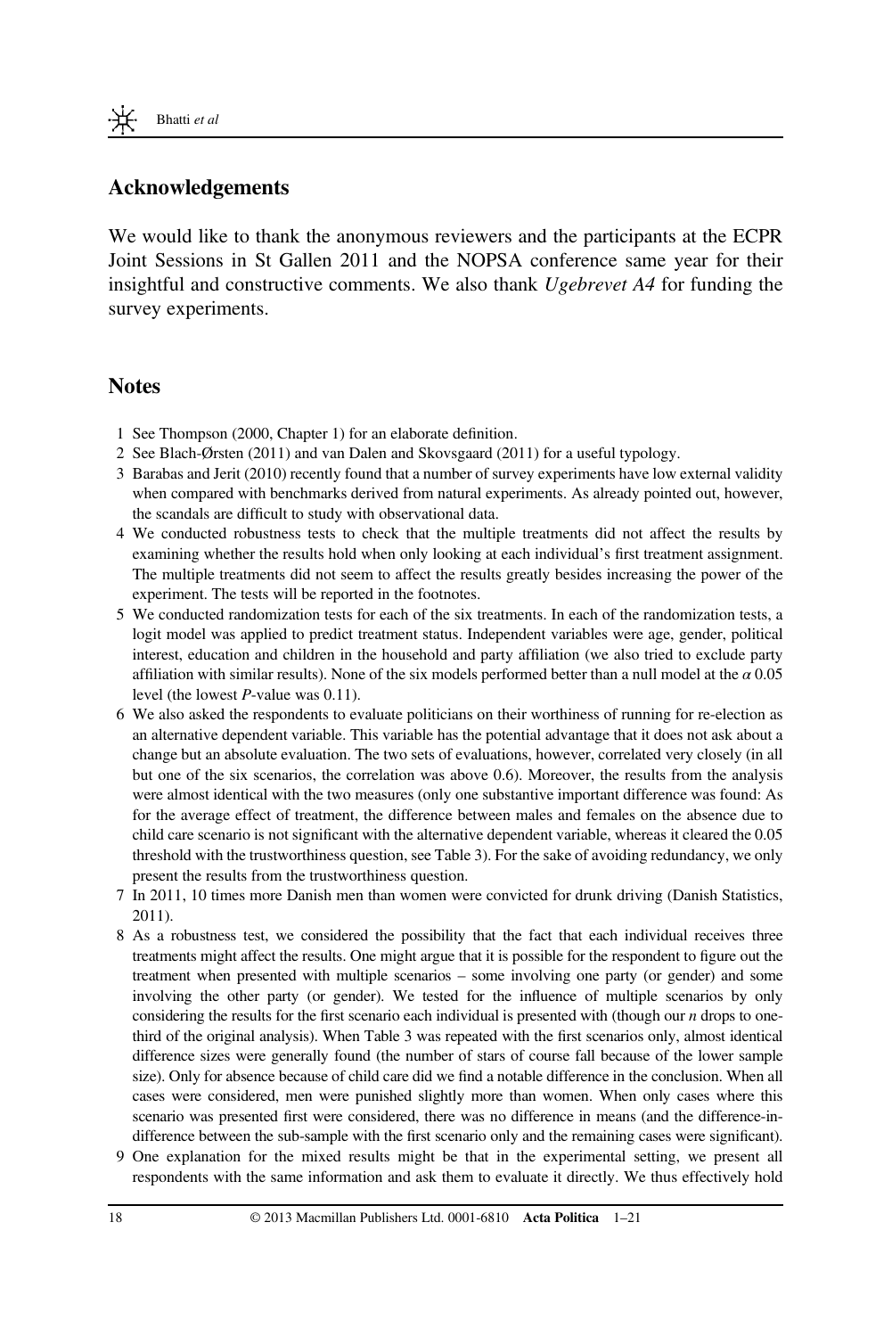## Acknowledgements

We would like to thank the anonymous reviewers and the participants at the ECPR Joint Sessions in St Gallen 2011 and the NOPSA conference same year for their insightful and constructive comments. We also thank *Ugebrevet A4* for funding the survey experiments.

## Notes

1 See Thompson (2000, Chapter 1) for an elaborate definition.

2 See Blach-Ørsten (2011) and van Dalen and Skovsgaard (2011) for a useful typology.

3 Barabas and Jerit (2010) recently found that a number of survey experiments have low external validity when compared with benchmarks derived from natural experiments. As already pointed out, however, the scandals are difficult to study with observational data.

4 We conducted robustness tests to check that the multiple treatments did not affect the results by examining whether the results hold when only looking at each individual's first treatment assignment. The multiple treatments did not seem to affect the results greatly besides increasing the power of the experiment. The tests will be reported in the footnotes.

5 We conducted randomization tests for each of the six treatments. In each of the randomization tests, a logit model was applied to predict treatment status. Independent variables were age, gender, political interest, education and children in the household and party affiliation (we also tried to exclude party affiliation with similar results). None of the six models performed better than a null model at the $\alpha$ 0.05 level (the lowest *P*-value was 0.11).

6 We also asked the respondents to evaluate politicians on their worthiness of running for re-election as an alternative dependent variable. This variable has the potential advantage that it does not ask about a change but an absolute evaluation. The two sets of evaluations, however, correlated very closely (in all but one of the six scenarios, the correlation was above 0.6). Moreover, the results from the analysis were almost identical with the two measures (only one substantive important difference was found: As for the average effect of treatment, the difference between males and females on the absence due to child care scenario is not significant with the alternative dependent variable, whereas it cleared the 0.05 threshold with the trustworthiness question, see Table 3). For the sake of avoiding redundancy, we only present the results from the trustworthiness question.

7 In 2011, 10 times more Danish men than women were convicted for drunk driving (Danish Statistics, 2011).

8 As a robustness test, we considered the possibility that the fact that each individual receives three treatments might affect the results. One might argue that it is possible for the respondent to figure out the treatment when presented with multiple scenarios – some involving one party (or gender) and some involving the other party (or gender). We tested for the influence of multiple scenarios by only considering the results for the first scenario each individual is presented with (though our *n* drops to one-third of the original analysis). When Table 3 was repeated with the first scenarios only, almost identical difference sizes were generally found (the number of stars of course fall because of the lower sample size). Only for absence because of child care did we find a notable difference in the conclusion. When all cases were considered, men were punished slightly more than women. When only cases where this scenario was presented first were considered, there was no difference in means (and the difference-in-difference between the sub-sample with the first scenario only and the remaining cases were significant).

9 One explanation for the mixed results might be that in the experimental setting, we present all respondents with the same information and ask them to evaluate it directly. We thus effectively hold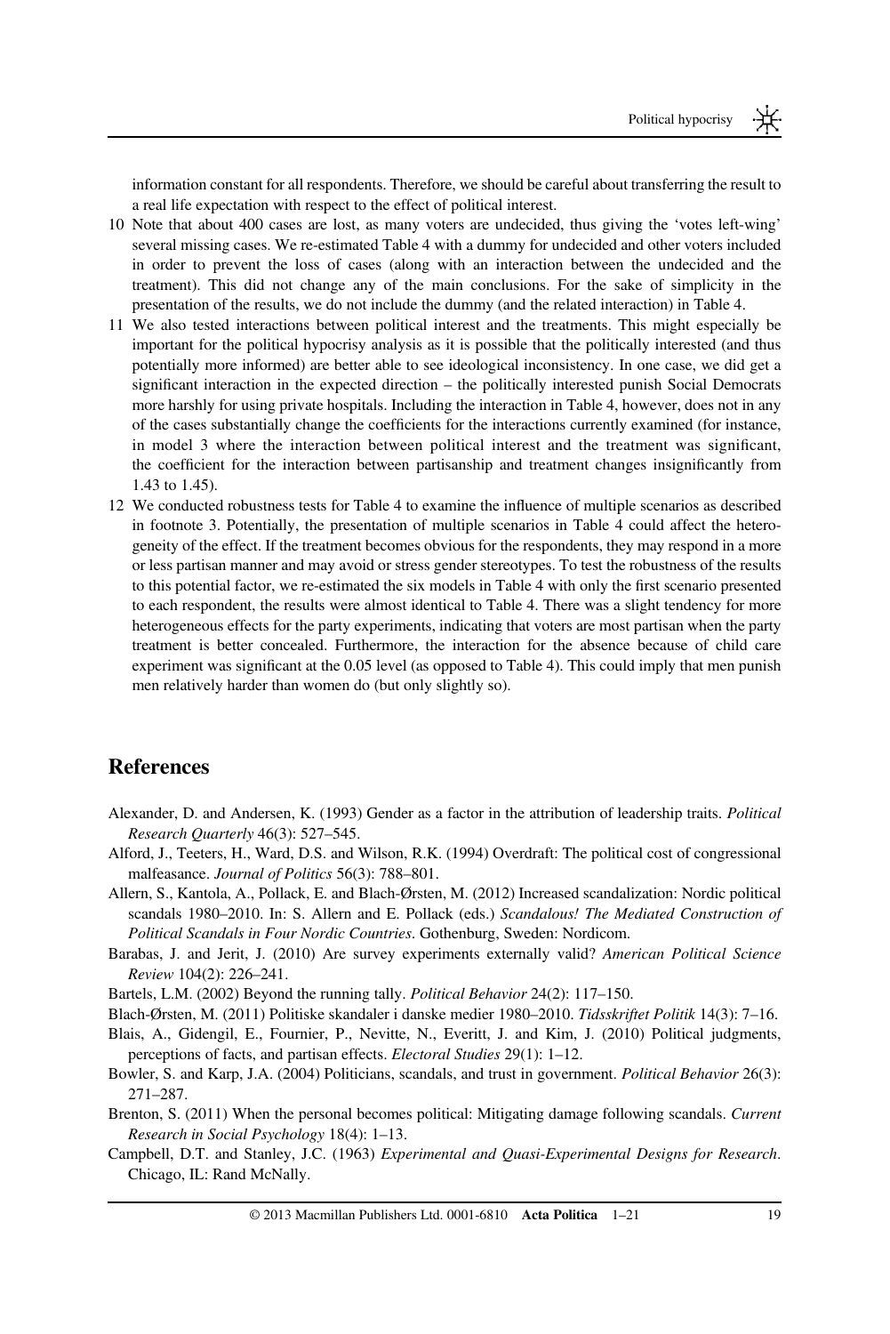information constant for all respondents. Therefore, we should be careful about transferring the result to a real life expectation with respect to the effect of political interest.

10 Note that about 400 cases are lost, as many voters are undecided, thus giving the 'votes left-wing' several missing cases. We re-estimated Table 4 with a dummy for undecided and other voters included in order to prevent the loss of cases (along with an interaction between the undecided and the treatment). This did not change any of the main conclusions. For the sake of simplicity in the presentation of the results, we do not include the dummy (and the related interaction) in Table 4.

11 We also tested interactions between political interest and the treatments. This might especially be important for the political hypocrisy analysis as it is possible that the politically interested (and thus potentially more informed) are better able to see ideological inconsistency. In one case, we did get a significant interaction in the expected direction – the politically interested punish Social Democrats more harshly for using private hospitals. Including the interaction in Table 4, however, does not in any of the cases substantially change the coefficients for the interactions currently examined (for instance, in model 3 where the interaction between political interest and the treatment was significant, the coefficient for the interaction between partisanship and treatment changes insignificantly from 1.43 to 1.45).

12 We conducted robustness tests for Table 4 to examine the influence of multiple scenarios as described in footnote 3. Potentially, the presentation of multiple scenarios in Table 4 could affect the heterogeneity of the effect. If the treatment becomes obvious for the respondents, they may respond in a more or less partisan manner and may avoid or stress gender stereotypes. To test the robustness of the results to this potential factor, we re-estimated the six models in Table 4 with only the first scenario presented to each respondent, the results were almost identical to Table 4. There was a slight tendency for more heterogeneous effects for the party experiments, indicating that voters are most partisan when the party treatment is better concealed. Furthermore, the interaction for the absence because of child care experiment was significant at the 0.05 level (as opposed to Table 4). This could imply that men punish men relatively harder than women do (but only slightly so).

## References

Alexander, D. and Andersen, K. (1993) Gender as a factor in the attribution of leadership traits. *Political Research Quarterly* 46(3): 527–545.

Alford, J., Teeters, H., Ward, D.S. and Wilson, R.K. (1994) Overdraft: The political cost of congressional malfeasance. *Journal of Politics* 56(3): 788–801.

Allern, S., Kantola, A., Pollack, E. and Blach-Ørsten, M. (2012) Increased scandalization: Nordic political scandals 1980–2010. In: S. Allern and E. Pollack (eds.) *Scandalous! The Mediated Construction of Political Scandals in Four Nordic Countries*. Gothenburg, Sweden: Nordicom.

Barabas, J. and Jerit, J. (2010) Are survey experiments externally valid? *American Political Science Review* 104(2): 226–241.

Bartels, L.M. (2002) Beyond the running tally. *Political Behavior* 24(2): 117–150.

Blach-Ørsten, M. (2011) Politiske skandaler i danske medier 1980–2010. *Tidsskriftet Politik* 14(3): 7–16.

Blais, A., Gidengil, E., Fournier, P., Nevitte, N., Everitt, J. and Kim, J. (2010) Political judgments, perceptions of facts, and partisan effects. *Electoral Studies* 29(1): 1–12.

Bowler, S. and Karp, J.A. (2004) Politicians, scandals, and trust in government. *Political Behavior* 26(3): 271–287.

Brenton, S. (2011) When the personal becomes political: Mitigating damage following scandals. *Current Research in Social Psychology* 18(4): 1–13.

Campbell, D.T. and Stanley, J.C. (1963) *Experimental and Quasi-Experimental Designs for Research*. Chicago, IL: Rand McNally.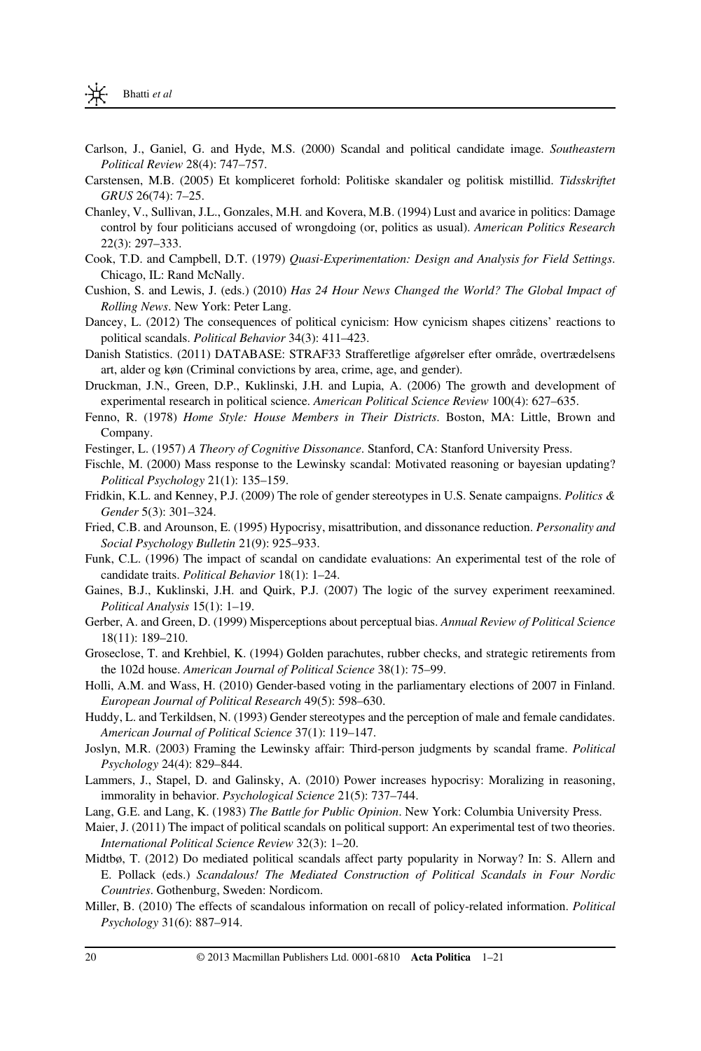Carlson, J., Ganiel, G. and Hyde, M.S. (2000) Scandal and political candidate image. *Southeastern Political Review* 28(4): 747–757.

Carstensen, M.B. (2005) Et kompliceret forhold: Politiske skandaler og politisk mistillid. *Tidsskriftet GRUS* 26(74): 7–25.

Chanley, V., Sullivan, J.L., Gonzales, M.H. and Kovera, M.B. (1994) Lust and avarice in politics: Damage control by four politicians accused of wrongdoing (or, politics as usual). *American Politics Research* 22(3): 297–333.

Cook, T.D. and Campbell, D.T. (1979) *Quasi-Experimentation: Design and Analysis for Field Settings*. Chicago, IL: Rand McNally.

Cushion, S. and Lewis, J. (eds.) (2010) *Has 24 Hour News Changed the World? The Global Impact of Rolling News*. New York: Peter Lang.

Dancey, L. (2012) The consequences of political cynicism: How cynicism shapes citizens' reactions to political scandals. *Political Behavior* 34(3): 411–423.

Danish Statistics. (2011) DATABASE: STRAF33 Strafferetlige afgørelser efter område, overtrædelsens art, alder og køn (Criminal convictions by area, crime, age, and gender).

Druckman, J.N., Green, D.P., Kuklinski, J.H. and Lupia, A. (2006) The growth and development of experimental research in political science. *American Political Science Review* 100(4): 627–635.

Fenno, R. (1978) *Home Style: House Members in Their Districts*. Boston, MA: Little, Brown and Company.

Festinger, L. (1957) *A Theory of Cognitive Dissonance*. Stanford, CA: Stanford University Press.

Fischle, M. (2000) Mass response to the Lewinsky scandal: Motivated reasoning or bayesian updating? *Political Psychology* 21(1): 135–159.

Fridkin, K.L. and Kenney, P.J. (2009) The role of gender stereotypes in U.S. Senate campaigns. *Politics & Gender* 5(3): 301–324.

Fried, C.B. and Arounson, E. (1995) Hypocrisy, misattribution, and dissonance reduction. *Personality and Social Psychology Bulletin* 21(9): 925–933.

Funk, C.L. (1996) The impact of scandal on candidate evaluations: An experimental test of the role of candidate traits. *Political Behavior* 18(1): 1–24.

Gaines, B.J., Kuklinski, J.H. and Quirk, P.J. (2007) The logic of the survey experiment reexamined. *Political Analysis* 15(1): 1–19.

Gerber, A. and Green, D. (1999) Misperceptions about perceptual bias. *Annual Review of Political Science* 18(11): 189–210.

Groseclose, T. and Krehbiel, K. (1994) Golden parachutes, rubber checks, and strategic retirements from the 102d house. *American Journal of Political Science* 38(1): 75–99.

Holli, A.M. and Wass, H. (2010) Gender-based voting in the parliamentary elections of 2007 in Finland. *European Journal of Political Research* 49(5): 598–630.

Huddy, L. and Terkildsen, N. (1993) Gender stereotypes and the perception of male and female candidates. *American Journal of Political Science* 37(1): 119–147.

Joslyn, M.R. (2003) Framing the Lewinsky affair: Third-person judgments by scandal frame. *Political Psychology* 24(4): 829–844.

Lammers, J., Stapel, D. and Galinsky, A. (2010) Power increases hypocrisy: Moralizing in reasoning, immorality in behavior. *Psychological Science* 21(5): 737–744.

Lang, G.E. and Lang, K. (1983) *The Battle for Public Opinion*. New York: Columbia University Press.

Maier, J. (2011) The impact of political scandals on political support: An experimental test of two theories. *International Political Science Review* 32(3): 1–20.

Midtbø, T. (2012) Do mediated political scandals affect party popularity in Norway? In: S. Allern and E. Pollack (eds.) *Scandalous! The Mediated Construction of Political Scandals in Four Nordic Countries*. Gothenburg, Sweden: Nordicom.

Miller, B. (2010) The effects of scandalous information on recall of policy-related information. *Political Psychology* 31(6): 887–914.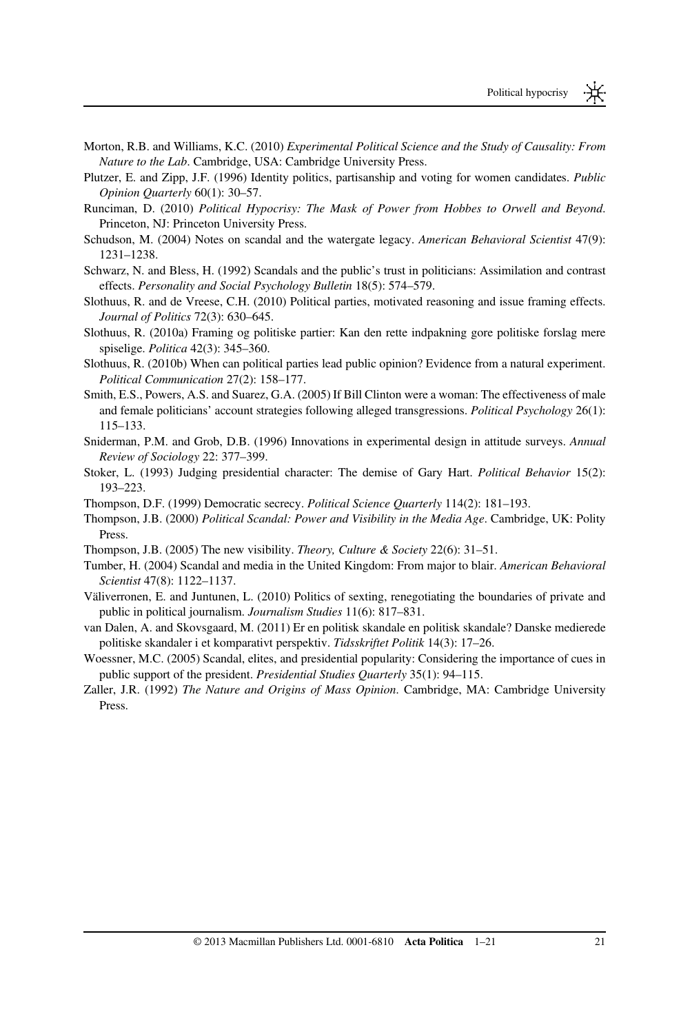Morton, R.B. and Williams, K.C. (2010) *Experimental Political Science and the Study of Causality: From Nature to the Lab*. Cambridge, USA: Cambridge University Press.

Plutzer, E. and Zipp, J.F. (1996) Identity politics, partisanship and voting for women candidates. *Public Opinion Quarterly* 60(1): 30–57.

Runciman, D. (2010) *Political Hypocrisy: The Mask of Power from Hobbes to Orwell and Beyond*. Princeton, NJ: Princeton University Press.

Schudson, M. (2004) Notes on scandal and the watergate legacy. *American Behavioral Scientist* 47(9): 1231–1238.

Schwarz, N. and Bless, H. (1992) Scandals and the public's trust in politicians: Assimilation and contrast effects. *Personality and Social Psychology Bulletin* 18(5): 574–579.

Slothuus, R. and de Vreese, C.H. (2010) Political parties, motivated reasoning and issue framing effects. *Journal of Politics* 72(3): 630–645.

Slothuus, R. (2010a) Framing og politiske partier: Kan den rette indpakning gore politiske forslag mere spiselige. *Politica* 42(3): 345–360.

Slothuus, R. (2010b) When can political parties lead public opinion? Evidence from a natural experiment. *Political Communication* 27(2): 158–177.

Smith, E.S., Powers, A.S. and Suarez, G.A. (2005) If Bill Clinton were a woman: The effectiveness of male and female politicians' account strategies following alleged transgressions. *Political Psychology* 26(1): 115–133.

Sniderman, P.M. and Grob, D.B. (1996) Innovations in experimental design in attitude surveys. *Annual Review of Sociology* 22: 377–399.

Stoker, L. (1993) Judging presidential character: The demise of Gary Hart. *Political Behavior* 15(2): 193–223.

Thompson, D.F. (1999) Democratic secrecy. *Political Science Quarterly* 114(2): 181–193.

Thompson, J.B. (2000) *Political Scandal: Power and Visibility in the Media Age*. Cambridge, UK: Polity Press.

Thompson, J.B. (2005) The new visibility. *Theory, Culture & Society* 22(6): 31–51.

Tumber, H. (2004) Scandal and media in the United Kingdom: From major to blair. *American Behavioral Scientist* 47(8): 1122–1137.

Väliverronen, E. and Juntunen, L. (2010) Politics of sexting, renegotiating the boundaries of private and public in political journalism. *Journalism Studies* 11(6): 817–831.

van Dalen, A. and Skovsgaard, M. (2011) Er en politisk skandale en politisk skandale? Danske medierede politiske skandaler i et komparativt perspektiv. *Tidsskriftet Politik* 14(3): 17–26.

Woessner, M.C. (2005) Scandal, elites, and presidential popularity: Considering the importance of cues in public support of the president. *Presidential Studies Quarterly* 35(1): 94–115.

Zaller, J.R. (1992) *The Nature and Origins of Mass Opinion*. Cambridge, MA: Cambridge University Press.